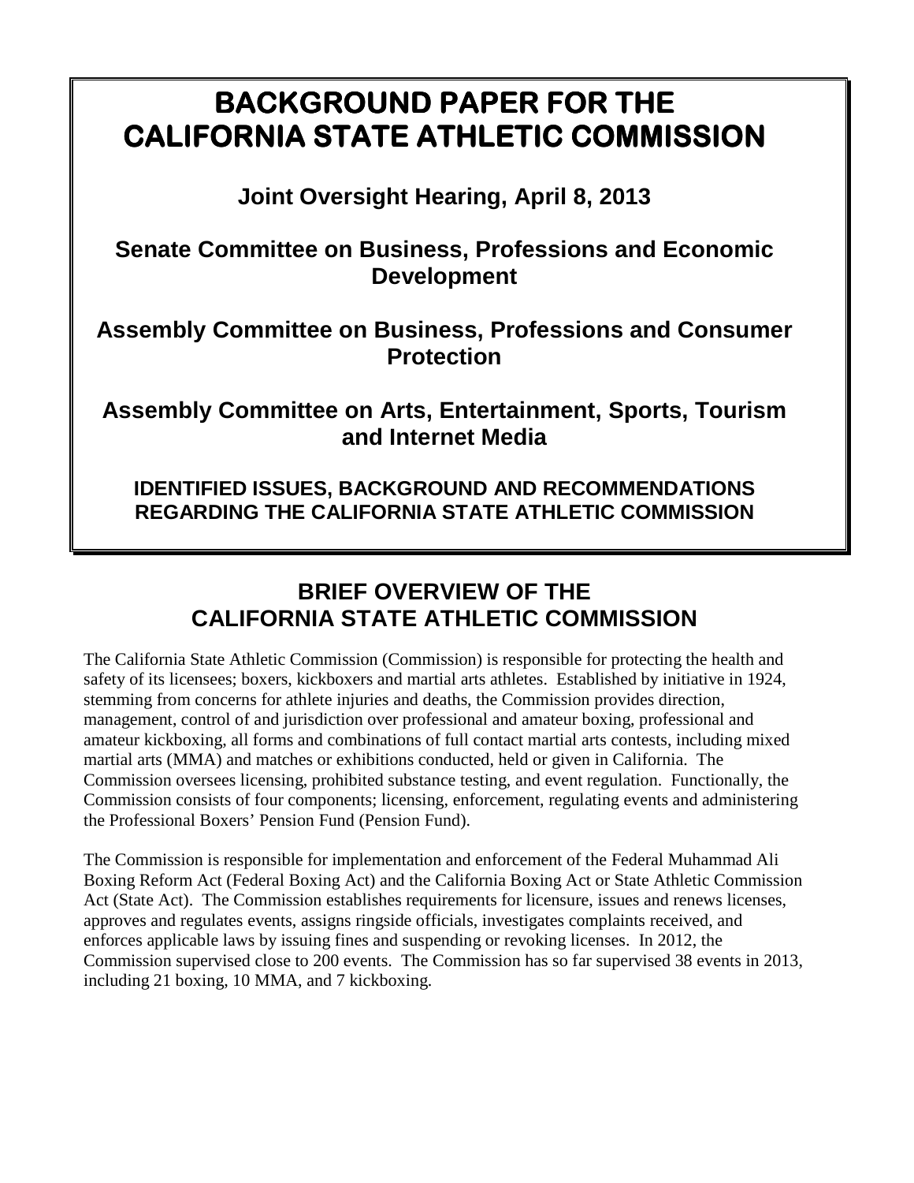# BACKGROUND PAPER FOR THE CALIFORNIA STATE ATHLETIC COMMISSION

**Joint Oversight Hearing, April 8, 2013**

**Senate Committee on Business, Professions and Economic Development**

**Assembly Committee on Business, Professions and Consumer Protection**

**Assembly Committee on Arts, Entertainment, Sports, Tourism and Internet Media**

**IDENTIFIED ISSUES, BACKGROUND AND RECOMMENDATIONS REGARDING THE CALIFORNIA STATE ATHLETIC COMMISSION**

## BRIEF OVERVIEW OF THE CALIFORNIA STATE ATHLETIC COMMISSION

The California State Athletic Commission (Commission) is responsible for protecting the health and safety of its licensees; boxers, kickboxers and martial arts athletes. Established by initiative in 1924, stemming from concerns for athlete injuries and deaths, the Commission provides direction, management, control of and jurisdiction over professional and amateur boxing, professional and amateur kickboxing, all forms and combinations of full contact martial arts contests, including mixed martial arts (MMA) and matches or exhibitions conducted, held or given in California. The Commission oversees licensing, prohibited substance testing, and event regulation. Functionally, the Commission consists of four components; licensing, enforcement, regulating events and administering the Professional Boxers' Pension Fund (Pension Fund).

The Commission is responsible for implementation and enforcement of the Federal Muhammad Ali Boxing Reform Act (Federal Boxing Act) and the California Boxing Act or State Athletic Commission Act (State Act). The Commission establishes requirements for licensure, issues and renews licenses, approves and regulates events, assigns ringside officials, investigates complaints received, and enforces applicable laws by issuing fines and suspending or revoking licenses. In 2012, the Commission supervised close to 200 events. The Commission has so far supervised 38 events in 2013, including 21 boxing, 10 MMA, and 7 kickboxing.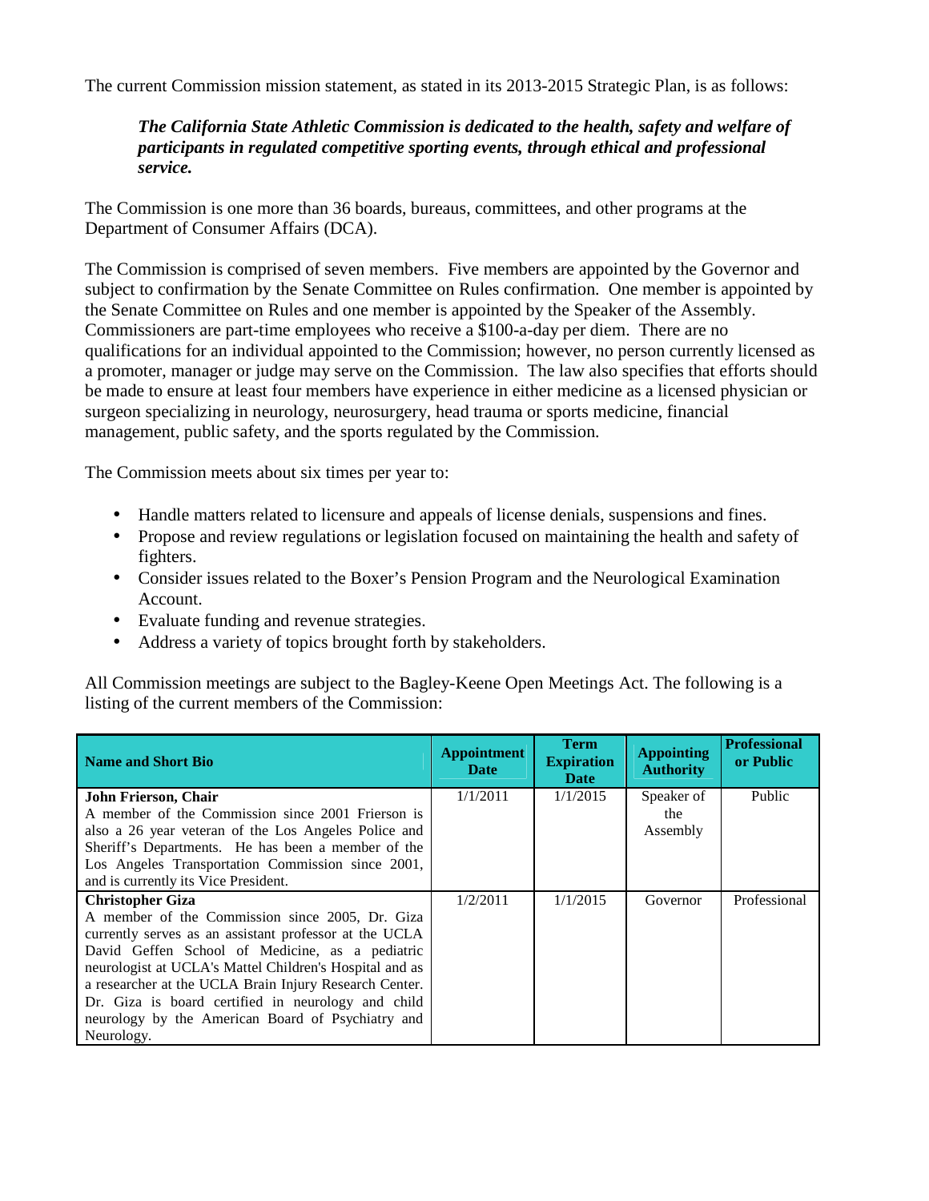The current Commission mission statement, as stated in its 2013-2015 Strategic Plan, is as follows:

> ***The California State Athletic Commission is dedicated to the health, safety and welfare of participants in regulated competitive sporting events, through ethical and professional service.***

The Commission is one more than 36 boards, bureaus, committees, and other programs at the Department of Consumer Affairs (DCA).

The Commission is comprised of seven members. Five members are appointed by the Governor and subject to confirmation by the Senate Committee on Rules confirmation. One member is appointed by the Senate Committee on Rules and one member is appointed by the Speaker of the Assembly. Commissioners are part-time employees who receive a $100-a-day per diem. There are no qualifications for an individual appointed to the Commission; however, no person currently licensed as a promoter, manager or judge may serve on the Commission. The law also specifies that efforts should be made to ensure at least four members have experience in either medicine as a licensed physician or surgeon specializing in neurology, neurosurgery, head trauma or sports medicine, financial management, public safety, and the sports regulated by the Commission.

The Commission meets about six times per year to:

- Handle matters related to licensure and appeals of license denials, suspensions and fines.
- Propose and review regulations or legislation focused on maintaining the health and safety of fighters.
- Consider issues related to the Boxer's Pension Program and the Neurological Examination Account.
- Evaluate funding and revenue strategies.
- Address a variety of topics brought forth by stakeholders.

All Commission meetings are subject to the Bagley-Keene Open Meetings Act. The following is a listing of the current members of the Commission:

| Name and Short Bio | Appointment Date | Term Expiration Date | Appointing Authority | Professional or Public |
|---|---|---|---|---|
| **John Frierson, Chair**<br>A member of the Commission since 2001 Frierson is also a 26 year veteran of the Los Angeles Police and Sheriff's Departments. He has been a member of the Los Angeles Transportation Commission since 2001, and is currently its Vice President. | 1/1/2011 | 1/1/2015 | Speaker of the Assembly | Public |
| **Christopher Giza**<br>A member of the Commission since 2005, Dr. Giza currently serves as an assistant professor at the UCLA David Geffen School of Medicine, as a pediatric neurologist at UCLA's Mattel Children's Hospital and as a researcher at the UCLA Brain Injury Research Center. Dr. Giza is board certified in neurology and child neurology by the American Board of Psychiatry and Neurology. | 1/2/2011 | 1/1/2015 | Governor | Professional |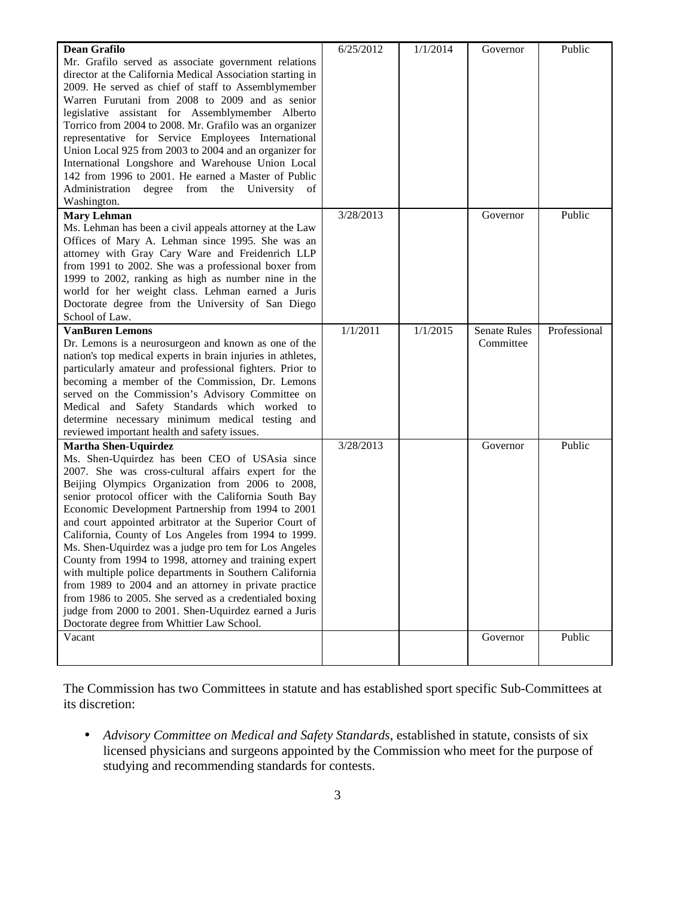| | | | | |
|---|---|---|---|---|
| **Dean Grafilo**<br>Mr. Grafilo served as associate government relations director at the California Medical Association starting in 2009. He served as chief of staff to Assemblymember Warren Furutani from 2008 to 2009 and as senior legislative assistant for Assemblymember Alberto Torrico from 2004 to 2008. Mr. Grafilo was an organizer representative for Service Employees International Union Local 925 from 2003 to 2004 and an organizer for International Longshore and Warehouse Union Local 142 from 1996 to 2001. He earned a Master of Public Administration degree from the University of Washington. | 6/25/2012 | 1/1/2014 | Governor | Public |
| **Mary Lehman**<br>Ms. Lehman has been a civil appeals attorney at the Law Offices of Mary A. Lehman since 1995. She was an attorney with Gray Cary Ware and Freidenrich LLP from 1991 to 2002. She was a professional boxer from 1999 to 2002, ranking as high as number nine in the world for her weight class. Lehman earned a Juris Doctorate degree from the University of San Diego School of Law. | 3/28/2013 | | Governor | Public |
| **VanBuren Lemons**<br>Dr. Lemons is a neurosurgeon and known as one of the nation's top medical experts in brain injuries in athletes, particularly amateur and professional fighters. Prior to becoming a member of the Commission, Dr. Lemons served on the Commission's Advisory Committee on Medical and Safety Standards which worked to determine necessary minimum medical testing and reviewed important health and safety issues. | 1/1/2011 | 1/1/2015 | Senate Rules Committee | Professional |
| **Martha Shen-Uquirdez**<br>Ms. Shen-Uquirdez has been CEO of USAsia since 2007. She was cross-cultural affairs expert for the Beijing Olympics Organization from 2006 to 2008, senior protocol officer with the California South Bay Economic Development Partnership from 1994 to 2001 and court appointed arbitrator at the Superior Court of California, County of Los Angeles from 1994 to 1999. Ms. Shen-Uquirdez was a judge pro tem for Los Angeles County from 1994 to 1998, attorney and training expert with multiple police departments in Southern California from 1989 to 2004 and an attorney in private practice from 1986 to 2005. She served as a credentialed boxing judge from 2000 to 2001. Shen-Uquirdez earned a Juris Doctorate degree from Whittier Law School. | 3/28/2013 | | Governor | Public |
| Vacant | | | Governor | Public |

The Commission has two Committees in statute and has established sport specific Sub-Committees at its discretion:

- *Advisory Committee on Medical and Safety Standards*, established in statute, consists of six licensed physicians and surgeons appointed by the Commission who meet for the purpose of studying and recommending standards for contests.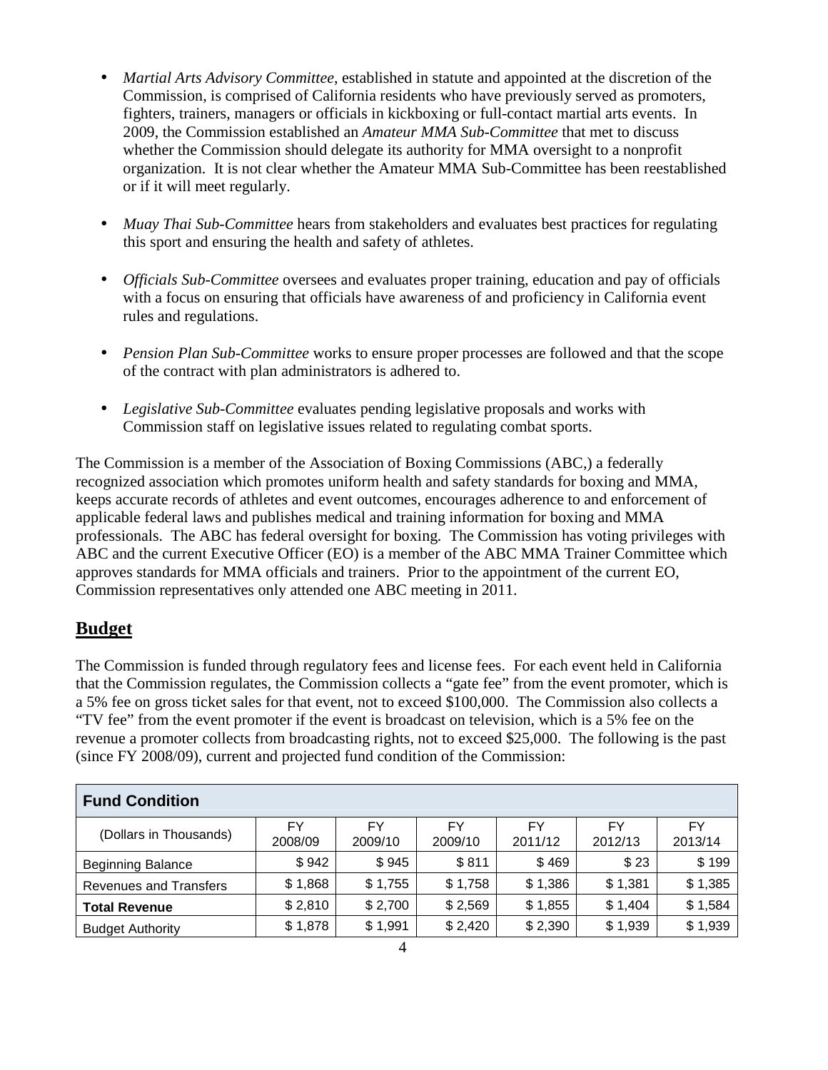- *Martial Arts Advisory Committee*, established in statute and appointed at the discretion of the Commission, is comprised of California residents who have previously served as promoters, fighters, trainers, managers or officials in kickboxing or full-contact martial arts events. In 2009, the Commission established an *Amateur MMA Sub-Committee* that met to discuss whether the Commission should delegate its authority for MMA oversight to a nonprofit organization. It is not clear whether the Amateur MMA Sub-Committee has been reestablished or if it will meet regularly.

- *Muay Thai Sub-Committee* hears from stakeholders and evaluates best practices for regulating this sport and ensuring the health and safety of athletes.

- *Officials Sub-Committee* oversees and evaluates proper training, education and pay of officials with a focus on ensuring that officials have awareness of and proficiency in California event rules and regulations.

- *Pension Plan Sub-Committee* works to ensure proper processes are followed and that the scope of the contract with plan administrators is adhered to.

- *Legislative Sub-Committee* evaluates pending legislative proposals and works with Commission staff on legislative issues related to regulating combat sports.

The Commission is a member of the Association of Boxing Commissions (ABC,) a federally recognized association which promotes uniform health and safety standards for boxing and MMA, keeps accurate records of athletes and event outcomes, encourages adherence to and enforcement of applicable federal laws and publishes medical and training information for boxing and MMA professionals. The ABC has federal oversight for boxing. The Commission has voting privileges with ABC and the current Executive Officer (EO) is a member of the ABC MMA Trainer Committee which approves standards for MMA officials and trainers. Prior to the appointment of the current EO, Commission representatives only attended one ABC meeting in 2011.

## Budget

The Commission is funded through regulatory fees and license fees. For each event held in California that the Commission regulates, the Commission collects a "gate fee" from the event promoter, which is a 5% fee on gross ticket sales for that event, not to exceed $100,000. The Commission also collects a "TV fee" from the event promoter if the event is broadcast on television, which is a 5% fee on the revenue a promoter collects from broadcasting rights, not to exceed $25,000. The following is the past (since FY 2008/09), current and projected fund condition of the Commission:

| **Fund Condition** | | | | | | |
|---|---|---|---|---|---|---|
| (Dollars in Thousands) | FY 2008/09 | FY 2009/10 | FY 2009/10 | FY 2011/12 | FY 2012/13 | FY 2013/14 |
| Beginning Balance | $ 942 | $ 945 | $ 811 | $ 469 | $ 23 | $ 199 |
| Revenues and Transfers | $ 1,868 | $ 1,755 | $ 1,758 | $ 1,386 | $ 1,381 | $ 1,385 |
| **Total Revenue** | $ 2,810 | $ 2,700 | $ 2,569 | $ 1,855 | $ 1,404 | $ 1,584 |
| Budget Authority | $ 1,878 | $ 1,991 | $ 2,420 | $ 2,390 | $ 1,939 | $ 1,939 |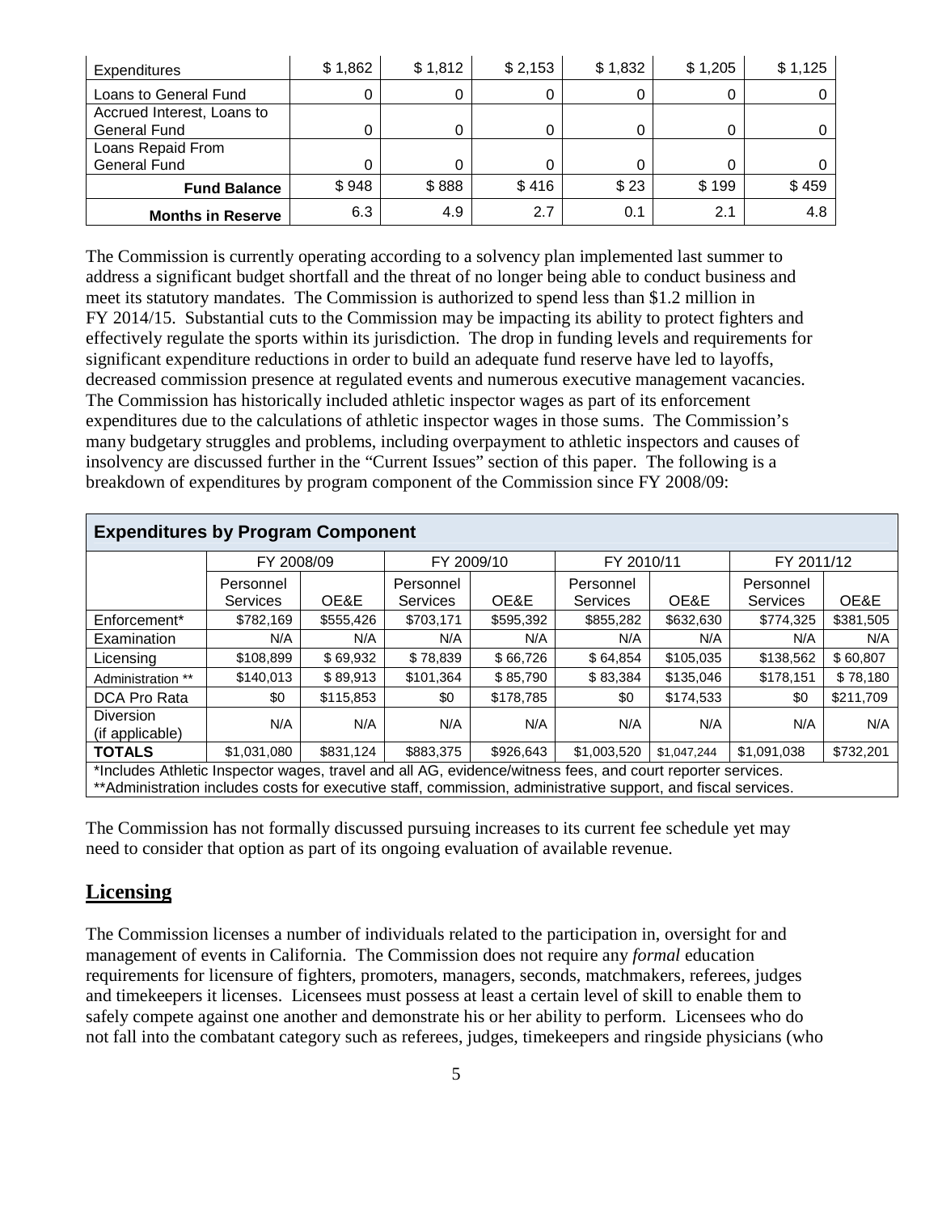| Expenditures | $ 1,862 | $ 1,812 | $ 2,153 | $ 1,832 | $ 1,205 | $ 1,125 |
|---|---|---|---|---|---|---|
| Loans to General Fund | 0 | 0 | 0 | 0 | 0 | 0 |
| Accrued Interest, Loans to General Fund | 0 | 0 | 0 | 0 | 0 | 0 |
| Loans Repaid From General Fund | 0 | 0 | 0 | 0 | 0 | 0 |
| **Fund Balance** | $ 948 | $ 888 | $ 416 | $ 23 | $ 199 | $ 459 |
| **Months in Reserve** | 6.3 | 4.9 | 2.7 | 0.1 | 2.1 | 4.8 |

The Commission is currently operating according to a solvency plan implemented last summer to address a significant budget shortfall and the threat of no longer being able to conduct business and meet its statutory mandates. The Commission is authorized to spend less than $1.2 million in FY 2014/15. Substantial cuts to the Commission may be impacting its ability to protect fighters and effectively regulate the sports within its jurisdiction. The drop in funding levels and requirements for significant expenditure reductions in order to build an adequate fund reserve have led to layoffs, decreased commission presence at regulated events and numerous executive management vacancies. The Commission has historically included athletic inspector wages as part of its enforcement expenditures due to the calculations of athletic inspector wages in those sums. The Commission's many budgetary struggles and problems, including overpayment to athletic inspectors and causes of insolvency are discussed further in the "Current Issues" section of this paper. The following is a breakdown of expenditures by program component of the Commission since FY 2008/09:

**Expenditures by Program Component**

| | FY 2008/09 | | FY 2009/10 | | FY 2010/11 | | FY 2011/12 | |
|---|---|---|---|---|---|---|---|---|
| | Personnel Services | OE&E | Personnel Services | OE&E | Personnel Services | OE&E | Personnel Services | OE&E |
| Enforcement* | $782,169 | $555,426 | $703,171 | $595,392 | $855,282 | $632,630 | $774,325 | $381,505 |
| Examination | N/A | N/A | N/A | N/A | N/A | N/A | N/A | N/A |
| Licensing | $108,899 | $ 69,932 | $ 78,839 | $ 66,726 | $ 64,854 | $105,035 | $138,562 | $ 60,807 |
| Administration ** | $140,013 | $ 89,913 | $101,364 | $ 85,790 | $ 83,384 | $135,046 | $178,151 | $ 78,180 |
| DCA Pro Rata | $0 | $115,853 | $0 | $178,785 | $0 | $174,533 | $0 | $211,709 |
| Diversion (if applicable) | N/A | N/A | N/A | N/A | N/A | N/A | N/A | N/A |
| **TOTALS** | $1,031,080 | $831,124 | $883,375 | $926,643 | $1,003,520 | $1,047,244 | $1,091,038 | $732,201 |

*Includes Athletic Inspector wages, travel and all AG, evidence/witness fees, and court reporter services.
**Administration includes costs for executive staff, commission, administrative support, and fiscal services.

The Commission has not formally discussed pursuing increases to its current fee schedule yet may need to consider that option as part of its ongoing evaluation of available revenue.

## Licensing

The Commission licenses a number of individuals related to the participation in, oversight for and management of events in California. The Commission does not require any *formal* education requirements for licensure of fighters, promoters, managers, seconds, matchmakers, referees, judges and timekeepers it licenses. Licensees must possess at least a certain level of skill to enable them to safely compete against one another and demonstrate his or her ability to perform. Licensees who do not fall into the combatant category such as referees, judges, timekeepers and ringside physicians (who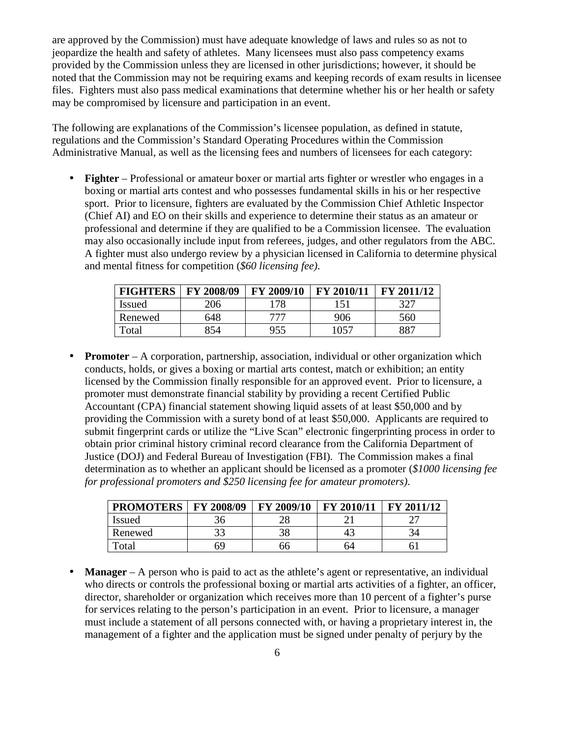are approved by the Commission) must have adequate knowledge of laws and rules so as not to jeopardize the health and safety of athletes. Many licensees must also pass competency exams provided by the Commission unless they are licensed in other jurisdictions; however, it should be noted that the Commission may not be requiring exams and keeping records of exam results in licensee files. Fighters must also pass medical examinations that determine whether his or her health or safety may be compromised by licensure and participation in an event.

The following are explanations of the Commission's licensee population, as defined in statute, regulations and the Commission's Standard Operating Procedures within the Commission Administrative Manual, as well as the licensing fees and numbers of licensees for each category:

- **Fighter** – Professional or amateur boxer or martial arts fighter or wrestler who engages in a boxing or martial arts contest and who possesses fundamental skills in his or her respective sport. Prior to licensure, fighters are evaluated by the Commission Chief Athletic Inspector (Chief AI) and EO on their skills and experience to determine their status as an amateur or professional and determine if they are qualified to be a Commission licensee. The evaluation may also occasionally include input from referees, judges, and other regulators from the ABC. A fighter must also undergo review by a physician licensed in California to determine physical and mental fitness for competition (*$60 licensing fee)*.

| FIGHTERS | FY 2008/09 | FY 2009/10 | FY 2010/11 | FY 2011/12 |
|---|---|---|---|---|
| Issued | 206 | 178 | 151 | 327 |
| Renewed | 648 | 777 | 906 | 560 |
| Total | 854 | 955 | 1057 | 887 |

- **Promoter** – A corporation, partnership, association, individual or other organization which conducts, holds, or gives a boxing or martial arts contest, match or exhibition; an entity licensed by the Commission finally responsible for an approved event. Prior to licensure, a promoter must demonstrate financial stability by providing a recent Certified Public Accountant (CPA) financial statement showing liquid assets of at least $50,000 and by providing the Commission with a surety bond of at least $50,000. Applicants are required to submit fingerprint cards or utilize the "Live Scan" electronic fingerprinting process in order to obtain prior criminal history criminal record clearance from the California Department of Justice (DOJ) and Federal Bureau of Investigation (FBI). The Commission makes a final determination as to whether an applicant should be licensed as a promoter (*$1000 licensing fee for professional promoters and $250 licensing fee for amateur promoters)*.

| PROMOTERS | FY 2008/09 | FY 2009/10 | FY 2010/11 | FY 2011/12 |
|---|---|---|---|---|
| Issued | 36 | 28 | 21 | 27 |
| Renewed | 33 | 38 | 43 | 34 |
| Total | 69 | 66 | 64 | 61 |

- **Manager** – A person who is paid to act as the athlete's agent or representative, an individual who directs or controls the professional boxing or martial arts activities of a fighter, an officer, director, shareholder or organization which receives more than 10 percent of a fighter's purse for services relating to the person's participation in an event. Prior to licensure, a manager must include a statement of all persons connected with, or having a proprietary interest in, the management of a fighter and the application must be signed under penalty of perjury by the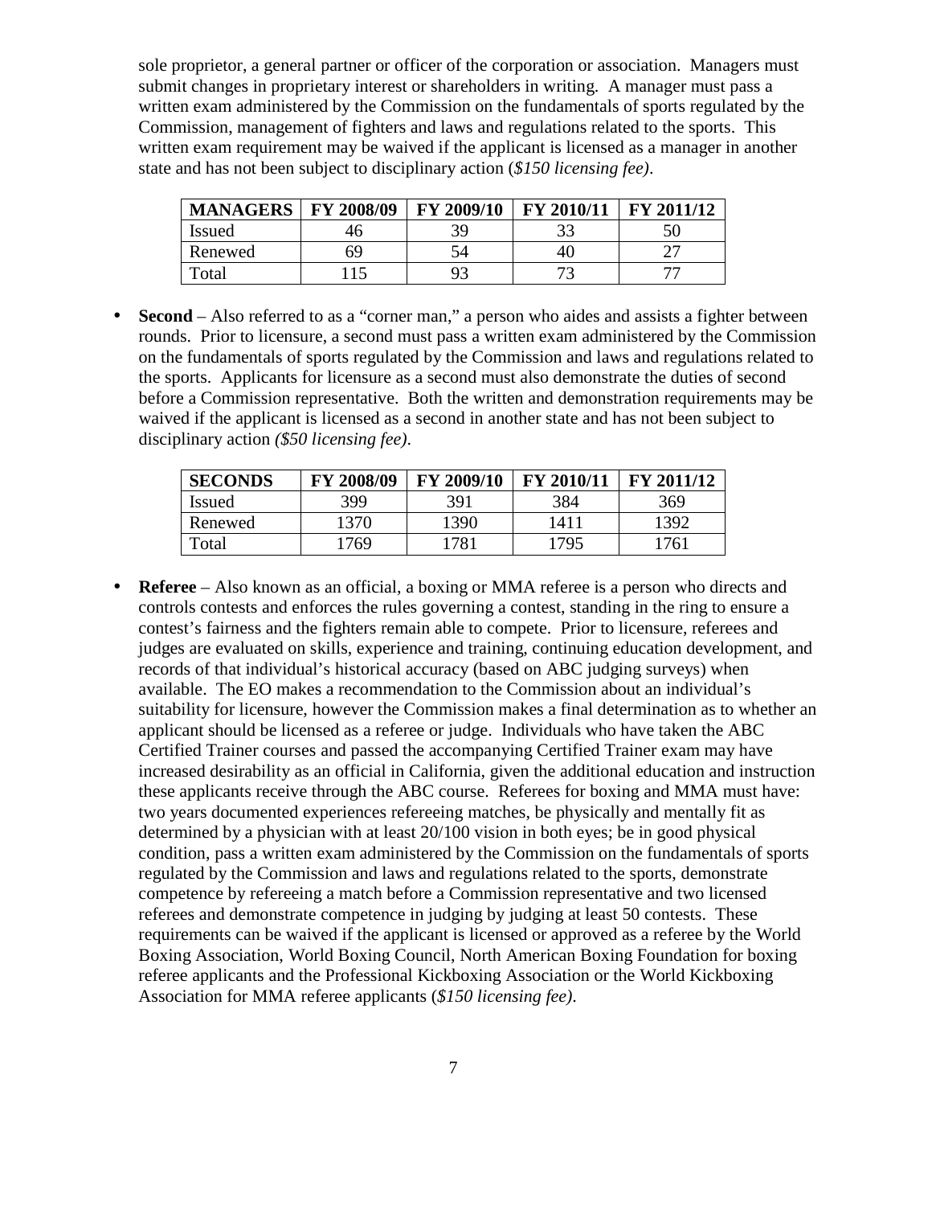sole proprietor, a general partner or officer of the corporation or association. Managers must submit changes in proprietary interest or shareholders in writing. A manager must pass a written exam administered by the Commission on the fundamentals of sports regulated by the Commission, management of fighters and laws and regulations related to the sports. This written exam requirement may be waived if the applicant is licensed as a manager in another state and has not been subject to disciplinary action (*$150 licensing fee)*.

| MANAGERS | FY 2008/09 | FY 2009/10 | FY 2010/11 | FY 2011/12 |
|---|---|---|---|---|
| Issued | 46 | 39 | 33 | 50 |
| Renewed | 69 | 54 | 40 | 27 |
| Total | 115 | 93 | 73 | 77 |

- **Second** – Also referred to as a "corner man," a person who aides and assists a fighter between rounds. Prior to licensure, a second must pass a written exam administered by the Commission on the fundamentals of sports regulated by the Commission and laws and regulations related to the sports. Applicants for licensure as a second must also demonstrate the duties of second before a Commission representative. Both the written and demonstration requirements may be waived if the applicant is licensed as a second in another state and has not been subject to disciplinary action *($50 licensing fee)*.

| SECONDS | FY 2008/09 | FY 2009/10 | FY 2010/11 | FY 2011/12 |
|---|---|---|---|---|
| Issued | 399 | 391 | 384 | 369 |
| Renewed | 1370 | 1390 | 1411 | 1392 |
| Total | 1769 | 1781 | 1795 | 1761 |

- **Referee** – Also known as an official, a boxing or MMA referee is a person who directs and controls contests and enforces the rules governing a contest, standing in the ring to ensure a contest's fairness and the fighters remain able to compete. Prior to licensure, referees and judges are evaluated on skills, experience and training, continuing education development, and records of that individual's historical accuracy (based on ABC judging surveys) when available. The EO makes a recommendation to the Commission about an individual's suitability for licensure, however the Commission makes a final determination as to whether an applicant should be licensed as a referee or judge. Individuals who have taken the ABC Certified Trainer courses and passed the accompanying Certified Trainer exam may have increased desirability as an official in California, given the additional education and instruction these applicants receive through the ABC course. Referees for boxing and MMA must have: two years documented experiences refereeing matches, be physically and mentally fit as determined by a physician with at least 20/100 vision in both eyes; be in good physical condition, pass a written exam administered by the Commission on the fundamentals of sports regulated by the Commission and laws and regulations related to the sports, demonstrate competence by refereeing a match before a Commission representative and two licensed referees and demonstrate competence in judging by judging at least 50 contests. These requirements can be waived if the applicant is licensed or approved as a referee by the World Boxing Association, World Boxing Council, North American Boxing Foundation for boxing referee applicants and the Professional Kickboxing Association or the World Kickboxing Association for MMA referee applicants (*$150 licensing fee)*.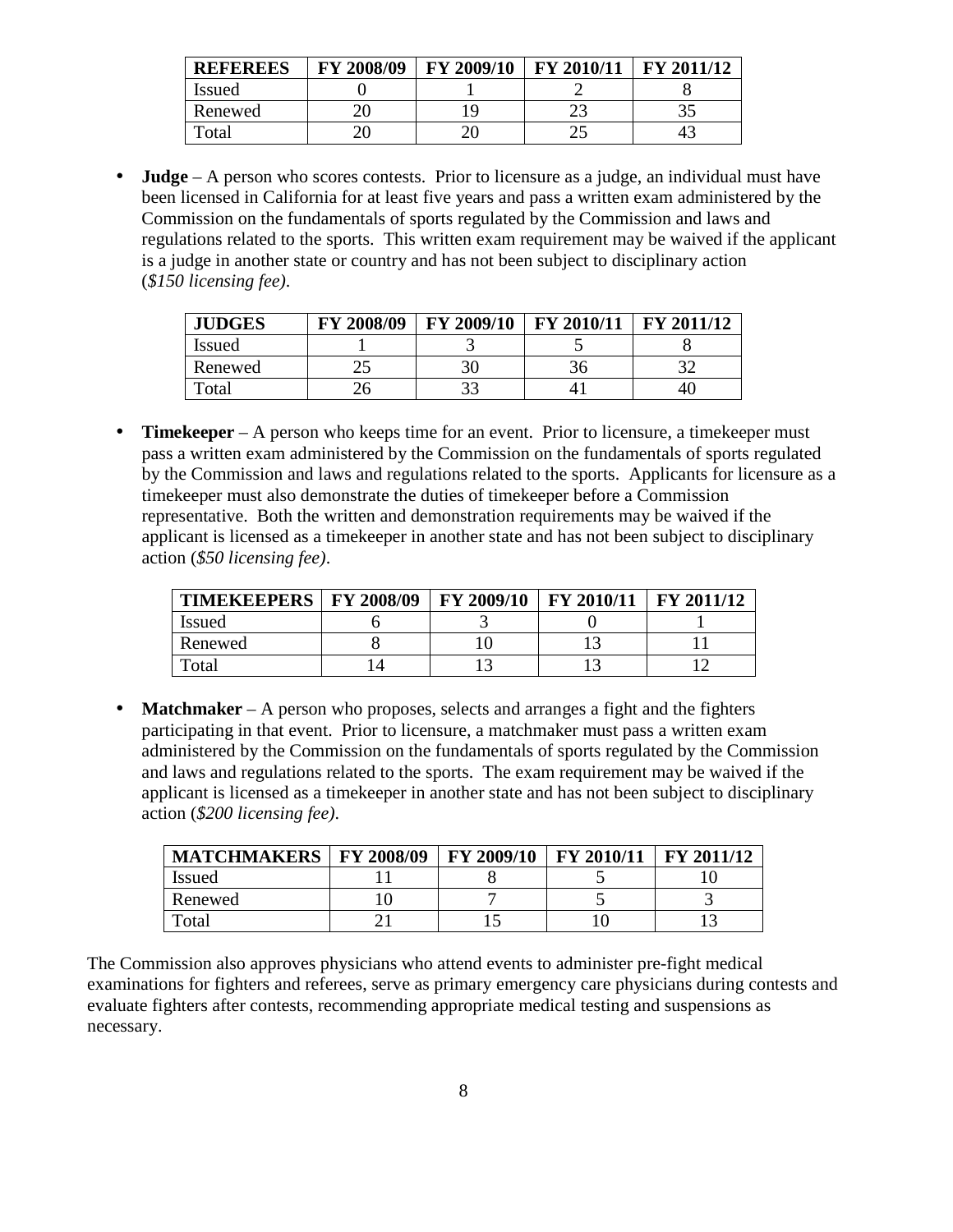| REFEREES | FY 2008/09 | FY 2009/10 | FY 2010/11 | FY 2011/12 |
|---|---|---|---|---|
| Issued | 0 | 1 | 2 | 8 |
| Renewed | 20 | 19 | 23 | 35 |
| Total | 20 | 20 | 25 | 43 |

- **Judge** – A person who scores contests. Prior to licensure as a judge, an individual must have been licensed in California for at least five years and pass a written exam administered by the Commission on the fundamentals of sports regulated by the Commission and laws and regulations related to the sports. This written exam requirement may be waived if the applicant is a judge in another state or country and has not been subject to disciplinary action (*$150 licensing fee)*.

| JUDGES | FY 2008/09 | FY 2009/10 | FY 2010/11 | FY 2011/12 |
|---|---|---|---|---|
| Issued | 1 | 3 | 5 | 8 |
| Renewed | 25 | 30 | 36 | 32 |
| Total | 26 | 33 | 41 | 40 |

- **Timekeeper** – A person who keeps time for an event. Prior to licensure, a timekeeper must pass a written exam administered by the Commission on the fundamentals of sports regulated by the Commission and laws and regulations related to the sports. Applicants for licensure as a timekeeper must also demonstrate the duties of timekeeper before a Commission representative. Both the written and demonstration requirements may be waived if the applicant is licensed as a timekeeper in another state and has not been subject to disciplinary action (*$50 licensing fee)*.

| TIMEKEEPERS | FY 2008/09 | FY 2009/10 | FY 2010/11 | FY 2011/12 |
|---|---|---|---|---|
| Issued | 6 | 3 | 0 | 1 |
| Renewed | 8 | 10 | 13 | 11 |
| Total | 14 | 13 | 13 | 12 |

- **Matchmaker** – A person who proposes, selects and arranges a fight and the fighters participating in that event. Prior to licensure, a matchmaker must pass a written exam administered by the Commission on the fundamentals of sports regulated by the Commission and laws and regulations related to the sports. The exam requirement may be waived if the applicant is licensed as a timekeeper in another state and has not been subject to disciplinary action (*$200 licensing fee)*.

| MATCHMAKERS | FY 2008/09 | FY 2009/10 | FY 2010/11 | FY 2011/12 |
|---|---|---|---|---|
| Issued | 11 | 8 | 5 | 10 |
| Renewed | 10 | 7 | 5 | 3 |
| Total | 21 | 15 | 10 | 13 |

The Commission also approves physicians who attend events to administer pre-fight medical examinations for fighters and referees, serve as primary emergency care physicians during contests and evaluate fighters after contests, recommending appropriate medical testing and suspensions as necessary.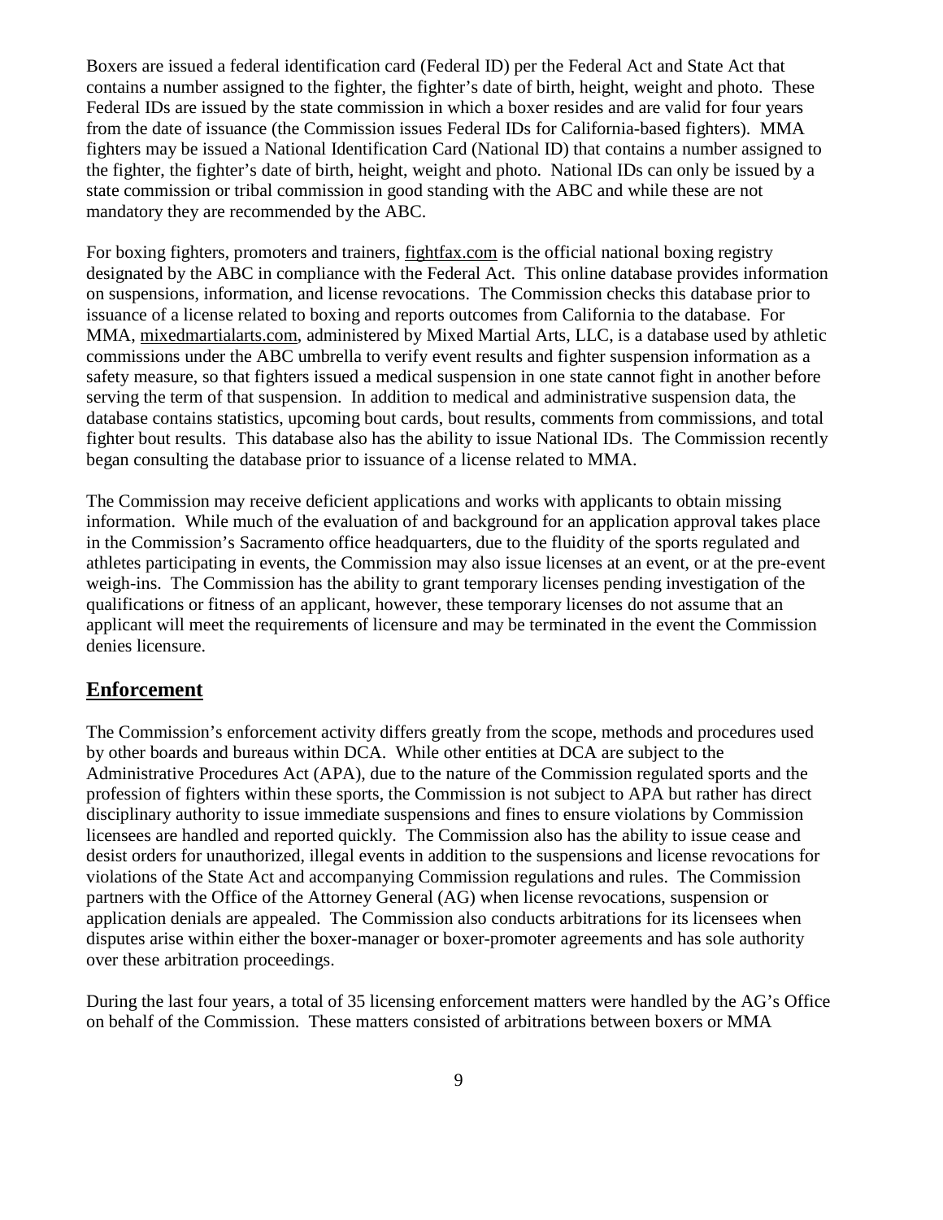Boxers are issued a federal identification card (Federal ID) per the Federal Act and State Act that contains a number assigned to the fighter, the fighter's date of birth, height, weight and photo. These Federal IDs are issued by the state commission in which a boxer resides and are valid for four years from the date of issuance (the Commission issues Federal IDs for California-based fighters). MMA fighters may be issued a National Identification Card (National ID) that contains a number assigned to the fighter, the fighter's date of birth, height, weight and photo. National IDs can only be issued by a state commission or tribal commission in good standing with the ABC and while these are not mandatory they are recommended by the ABC.

For boxing fighters, promoters and trainers, fightfax.com is the official national boxing registry designated by the ABC in compliance with the Federal Act. This online database provides information on suspensions, information, and license revocations. The Commission checks this database prior to issuance of a license related to boxing and reports outcomes from California to the database. For MMA, mixedmartialarts.com, administered by Mixed Martial Arts, LLC, is a database used by athletic commissions under the ABC umbrella to verify event results and fighter suspension information as a safety measure, so that fighters issued a medical suspension in one state cannot fight in another before serving the term of that suspension. In addition to medical and administrative suspension data, the database contains statistics, upcoming bout cards, bout results, comments from commissions, and total fighter bout results. This database also has the ability to issue National IDs. The Commission recently began consulting the database prior to issuance of a license related to MMA.

The Commission may receive deficient applications and works with applicants to obtain missing information. While much of the evaluation of and background for an application approval takes place in the Commission's Sacramento office headquarters, due to the fluidity of the sports regulated and athletes participating in events, the Commission may also issue licenses at an event, or at the pre-event weigh-ins. The Commission has the ability to grant temporary licenses pending investigation of the qualifications or fitness of an applicant, however, these temporary licenses do not assume that an applicant will meet the requirements of licensure and may be terminated in the event the Commission denies licensure.

## Enforcement

The Commission's enforcement activity differs greatly from the scope, methods and procedures used by other boards and bureaus within DCA. While other entities at DCA are subject to the Administrative Procedures Act (APA), due to the nature of the Commission regulated sports and the profession of fighters within these sports, the Commission is not subject to APA but rather has direct disciplinary authority to issue immediate suspensions and fines to ensure violations by Commission licensees are handled and reported quickly. The Commission also has the ability to issue cease and desist orders for unauthorized, illegal events in addition to the suspensions and license revocations for violations of the State Act and accompanying Commission regulations and rules. The Commission partners with the Office of the Attorney General (AG) when license revocations, suspension or application denials are appealed. The Commission also conducts arbitrations for its licensees when disputes arise within either the boxer-manager or boxer-promoter agreements and has sole authority over these arbitration proceedings.

During the last four years, a total of 35 licensing enforcement matters were handled by the AG's Office on behalf of the Commission. These matters consisted of arbitrations between boxers or MMA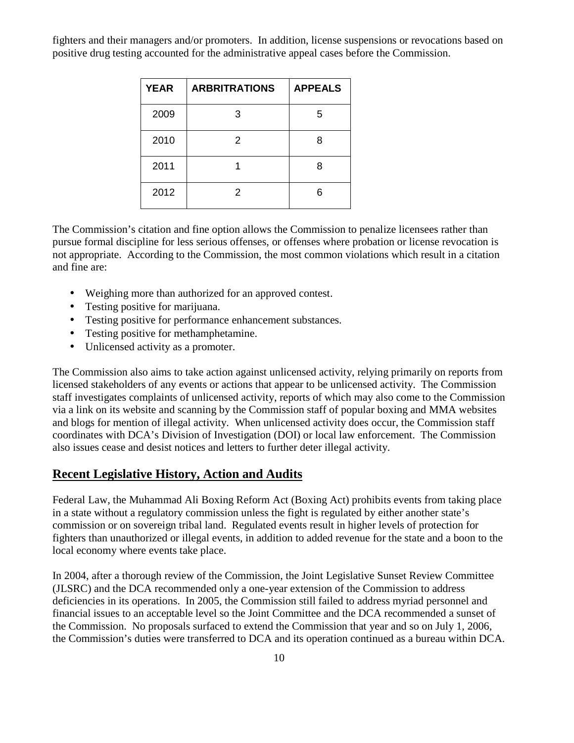fighters and their managers and/or promoters. In addition, license suspensions or revocations based on positive drug testing accounted for the administrative appeal cases before the Commission.

| YEAR | ARBRITRATIONS | APPEALS |
|---|---|---|
| 2009 | 3 | 5 |
| 2010 | 2 | 8 |
| 2011 | 1 | 8 |
| 2012 | 2 | 6 |

The Commission's citation and fine option allows the Commission to penalize licensees rather than pursue formal discipline for less serious offenses, or offenses where probation or license revocation is not appropriate. According to the Commission, the most common violations which result in a citation and fine are:

- Weighing more than authorized for an approved contest.
- Testing positive for marijuana.
- Testing positive for performance enhancement substances.
- Testing positive for methamphetamine.
- Unlicensed activity as a promoter.

The Commission also aims to take action against unlicensed activity, relying primarily on reports from licensed stakeholders of any events or actions that appear to be unlicensed activity. The Commission staff investigates complaints of unlicensed activity, reports of which may also come to the Commission via a link on its website and scanning by the Commission staff of popular boxing and MMA websites and blogs for mention of illegal activity. When unlicensed activity does occur, the Commission staff coordinates with DCA's Division of Investigation (DOI) or local law enforcement. The Commission also issues cease and desist notices and letters to further deter illegal activity.

## Recent Legislative History, Action and Audits

Federal Law, the Muhammad Ali Boxing Reform Act (Boxing Act) prohibits events from taking place in a state without a regulatory commission unless the fight is regulated by either another state's commission or on sovereign tribal land. Regulated events result in higher levels of protection for fighters than unauthorized or illegal events, in addition to added revenue for the state and a boon to the local economy where events take place.

In 2004, after a thorough review of the Commission, the Joint Legislative Sunset Review Committee (JLSRC) and the DCA recommended only a one-year extension of the Commission to address deficiencies in its operations. In 2005, the Commission still failed to address myriad personnel and financial issues to an acceptable level so the Joint Committee and the DCA recommended a sunset of the Commission. No proposals surfaced to extend the Commission that year and so on July 1, 2006, the Commission's duties were transferred to DCA and its operation continued as a bureau within DCA.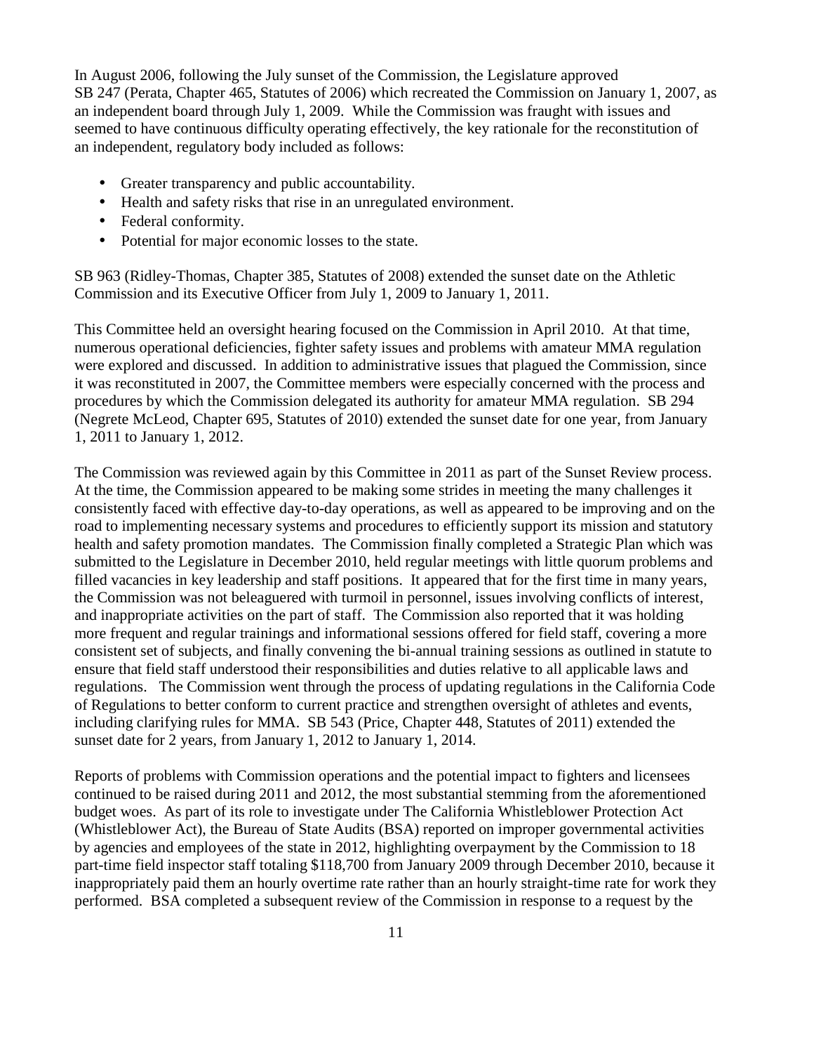In August 2006, following the July sunset of the Commission, the Legislature approved SB 247 (Perata, Chapter 465, Statutes of 2006) which recreated the Commission on January 1, 2007, as an independent board through July 1, 2009. While the Commission was fraught with issues and seemed to have continuous difficulty operating effectively, the key rationale for the reconstitution of an independent, regulatory body included as follows:

- Greater transparency and public accountability.
- Health and safety risks that rise in an unregulated environment.
- Federal conformity.
- Potential for major economic losses to the state.

SB 963 (Ridley-Thomas, Chapter 385, Statutes of 2008) extended the sunset date on the Athletic Commission and its Executive Officer from July 1, 2009 to January 1, 2011.

This Committee held an oversight hearing focused on the Commission in April 2010. At that time, numerous operational deficiencies, fighter safety issues and problems with amateur MMA regulation were explored and discussed. In addition to administrative issues that plagued the Commission, since it was reconstituted in 2007, the Committee members were especially concerned with the process and procedures by which the Commission delegated its authority for amateur MMA regulation. SB 294 (Negrete McLeod, Chapter 695, Statutes of 2010) extended the sunset date for one year, from January 1, 2011 to January 1, 2012.

The Commission was reviewed again by this Committee in 2011 as part of the Sunset Review process. At the time, the Commission appeared to be making some strides in meeting the many challenges it consistently faced with effective day-to-day operations, as well as appeared to be improving and on the road to implementing necessary systems and procedures to efficiently support its mission and statutory health and safety promotion mandates. The Commission finally completed a Strategic Plan which was submitted to the Legislature in December 2010, held regular meetings with little quorum problems and filled vacancies in key leadership and staff positions. It appeared that for the first time in many years, the Commission was not beleaguered with turmoil in personnel, issues involving conflicts of interest, and inappropriate activities on the part of staff. The Commission also reported that it was holding more frequent and regular trainings and informational sessions offered for field staff, covering a more consistent set of subjects, and finally convening the bi-annual training sessions as outlined in statute to ensure that field staff understood their responsibilities and duties relative to all applicable laws and regulations. The Commission went through the process of updating regulations in the California Code of Regulations to better conform to current practice and strengthen oversight of athletes and events, including clarifying rules for MMA. SB 543 (Price, Chapter 448, Statutes of 2011) extended the sunset date for 2 years, from January 1, 2012 to January 1, 2014.

Reports of problems with Commission operations and the potential impact to fighters and licensees continued to be raised during 2011 and 2012, the most substantial stemming from the aforementioned budget woes. As part of its role to investigate under The California Whistleblower Protection Act (Whistleblower Act), the Bureau of State Audits (BSA) reported on improper governmental activities by agencies and employees of the state in 2012, highlighting overpayment by the Commission to 18 part-time field inspector staff totaling $118,700 from January 2009 through December 2010, because it inappropriately paid them an hourly overtime rate rather than an hourly straight-time rate for work they performed. BSA completed a subsequent review of the Commission in response to a request by the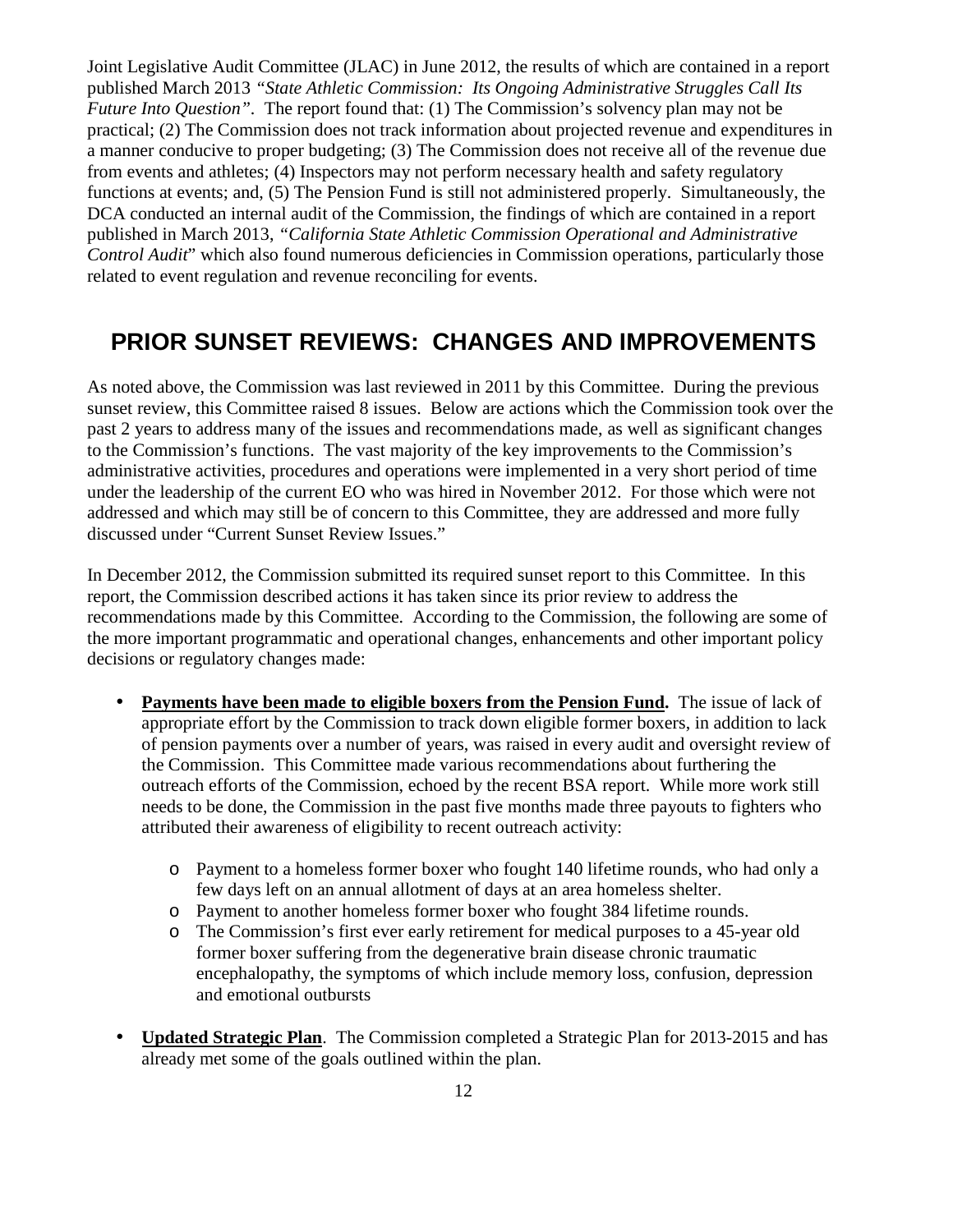Joint Legislative Audit Committee (JLAC) in June 2012, the results of which are contained in a report published March 2013 *"State Athletic Commission: Its Ongoing Administrative Struggles Call Its Future Into Question"*. The report found that: (1) The Commission's solvency plan may not be practical; (2) The Commission does not track information about projected revenue and expenditures in a manner conducive to proper budgeting; (3) The Commission does not receive all of the revenue due from events and athletes; (4) Inspectors may not perform necessary health and safety regulatory functions at events; and, (5) The Pension Fund is still not administered properly. Simultaneously, the DCA conducted an internal audit of the Commission, the findings of which are contained in a report published in March 2013, *"California State Athletic Commission Operational and Administrative Control Audit"* which also found numerous deficiencies in Commission operations, particularly those related to event regulation and revenue reconciling for events.

## PRIOR SUNSET REVIEWS: CHANGES AND IMPROVEMENTS

As noted above, the Commission was last reviewed in 2011 by this Committee. During the previous sunset review, this Committee raised 8 issues. Below are actions which the Commission took over the past 2 years to address many of the issues and recommendations made, as well as significant changes to the Commission's functions. The vast majority of the key improvements to the Commission's administrative activities, procedures and operations were implemented in a very short period of time under the leadership of the current EO who was hired in November 2012. For those which were not addressed and which may still be of concern to this Committee, they are addressed and more fully discussed under "Current Sunset Review Issues."

In December 2012, the Commission submitted its required sunset report to this Committee. In this report, the Commission described actions it has taken since its prior review to address the recommendations made by this Committee. According to the Commission, the following are some of the more important programmatic and operational changes, enhancements and other important policy decisions or regulatory changes made:

- **Payments have been made to eligible boxers from the Pension Fund.** The issue of lack of appropriate effort by the Commission to track down eligible former boxers, in addition to lack of pension payments over a number of years, was raised in every audit and oversight review of the Commission. This Committee made various recommendations about furthering the outreach efforts of the Commission, echoed by the recent BSA report. While more work still needs to be done, the Commission in the past five months made three payouts to fighters who attributed their awareness of eligibility to recent outreach activity:
    - Payment to a homeless former boxer who fought 140 lifetime rounds, who had only a few days left on an annual allotment of days at an area homeless shelter.
    - Payment to another homeless former boxer who fought 384 lifetime rounds.
    - The Commission's first ever early retirement for medical purposes to a 45-year old former boxer suffering from the degenerative brain disease chronic traumatic encephalopathy, the symptoms of which include memory loss, confusion, depression and emotional outbursts
- **Updated Strategic Plan**. The Commission completed a Strategic Plan for 2013-2015 and has already met some of the goals outlined within the plan.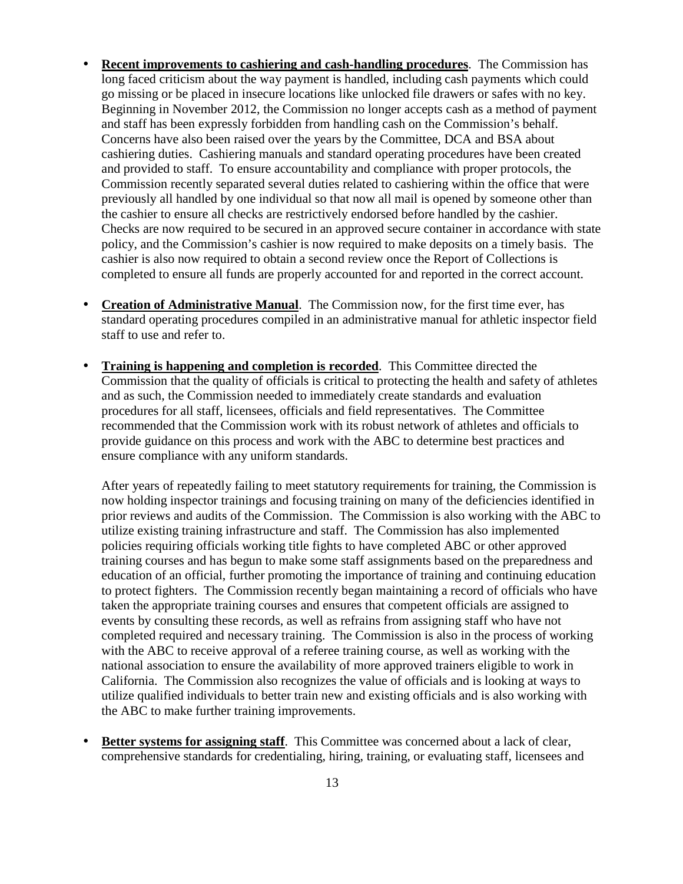- **Recent improvements to cashiering and cash-handling procedures**. The Commission has long faced criticism about the way payment is handled, including cash payments which could go missing or be placed in insecure locations like unlocked file drawers or safes with no key. Beginning in November 2012, the Commission no longer accepts cash as a method of payment and staff has been expressly forbidden from handling cash on the Commission's behalf. Concerns have also been raised over the years by the Committee, DCA and BSA about cashiering duties. Cashiering manuals and standard operating procedures have been created and provided to staff. To ensure accountability and compliance with proper protocols, the Commission recently separated several duties related to cashiering within the office that were previously all handled by one individual so that now all mail is opened by someone other than the cashier to ensure all checks are restrictively endorsed before handled by the cashier. Checks are now required to be secured in an approved secure container in accordance with state policy, and the Commission's cashier is now required to make deposits on a timely basis. The cashier is also now required to obtain a second review once the Report of Collections is completed to ensure all funds are properly accounted for and reported in the correct account.

- **Creation of Administrative Manual**. The Commission now, for the first time ever, has standard operating procedures compiled in an administrative manual for athletic inspector field staff to use and refer to.

- **Training is happening and completion is recorded**. This Committee directed the Commission that the quality of officials is critical to protecting the health and safety of athletes and as such, the Commission needed to immediately create standards and evaluation procedures for all staff, licensees, officials and field representatives. The Committee recommended that the Commission work with its robust network of athletes and officials to provide guidance on this process and work with the ABC to determine best practices and ensure compliance with any uniform standards.

  After years of repeatedly failing to meet statutory requirements for training, the Commission is now holding inspector trainings and focusing training on many of the deficiencies identified in prior reviews and audits of the Commission. The Commission is also working with the ABC to utilize existing training infrastructure and staff. The Commission has also implemented policies requiring officials working title fights to have completed ABC or other approved training courses and has begun to make some staff assignments based on the preparedness and education of an official, further promoting the importance of training and continuing education to protect fighters. The Commission recently began maintaining a record of officials who have taken the appropriate training courses and ensures that competent officials are assigned to events by consulting these records, as well as refrains from assigning staff who have not completed required and necessary training. The Commission is also in the process of working with the ABC to receive approval of a referee training course, as well as working with the national association to ensure the availability of more approved trainers eligible to work in California. The Commission also recognizes the value of officials and is looking at ways to utilize qualified individuals to better train new and existing officials and is also working with the ABC to make further training improvements.

- **Better systems for assigning staff**. This Committee was concerned about a lack of clear, comprehensive standards for credentialing, hiring, training, or evaluating staff, licensees and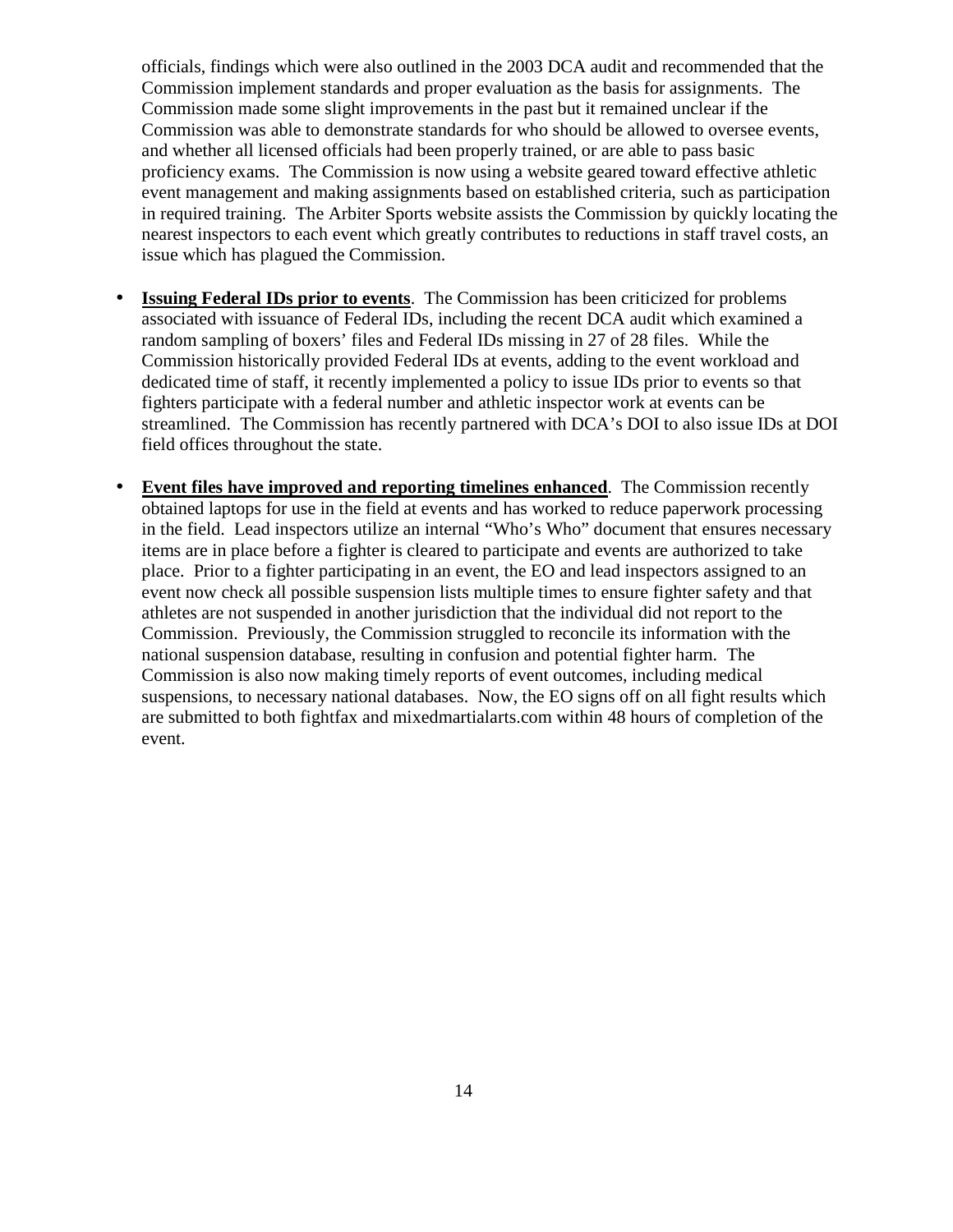officials, findings which were also outlined in the 2003 DCA audit and recommended that the Commission implement standards and proper evaluation as the basis for assignments. The Commission made some slight improvements in the past but it remained unclear if the Commission was able to demonstrate standards for who should be allowed to oversee events, and whether all licensed officials had been properly trained, or are able to pass basic proficiency exams. The Commission is now using a website geared toward effective athletic event management and making assignments based on established criteria, such as participation in required training. The Arbiter Sports website assists the Commission by quickly locating the nearest inspectors to each event which greatly contributes to reductions in staff travel costs, an issue which has plagued the Commission.

- **Issuing Federal IDs prior to events**. The Commission has been criticized for problems associated with issuance of Federal IDs, including the recent DCA audit which examined a random sampling of boxers' files and Federal IDs missing in 27 of 28 files. While the Commission historically provided Federal IDs at events, adding to the event workload and dedicated time of staff, it recently implemented a policy to issue IDs prior to events so that fighters participate with a federal number and athletic inspector work at events can be streamlined. The Commission has recently partnered with DCA's DOI to also issue IDs at DOI field offices throughout the state.

- **Event files have improved and reporting timelines enhanced**. The Commission recently obtained laptops for use in the field at events and has worked to reduce paperwork processing in the field. Lead inspectors utilize an internal "Who's Who" document that ensures necessary items are in place before a fighter is cleared to participate and events are authorized to take place. Prior to a fighter participating in an event, the EO and lead inspectors assigned to an event now check all possible suspension lists multiple times to ensure fighter safety and that athletes are not suspended in another jurisdiction that the individual did not report to the Commission. Previously, the Commission struggled to reconcile its information with the national suspension database, resulting in confusion and potential fighter harm. The Commission is also now making timely reports of event outcomes, including medical suspensions, to necessary national databases. Now, the EO signs off on all fight results which are submitted to both fightfax and mixedmartialarts.com within 48 hours of completion of the event.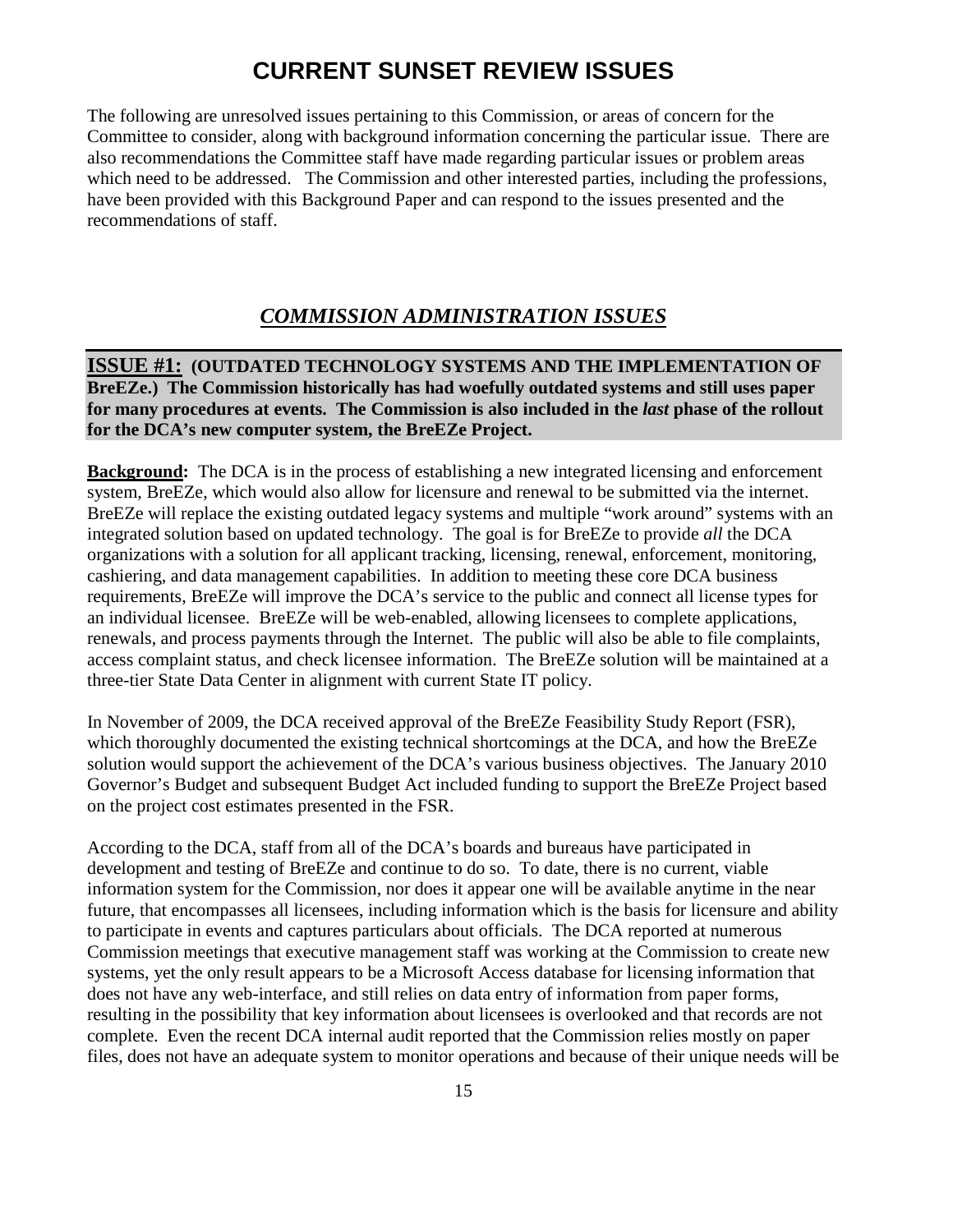# CURRENT SUNSET REVIEW ISSUES

The following are unresolved issues pertaining to this Commission, or areas of concern for the Committee to consider, along with background information concerning the particular issue. There are also recommendations the Committee staff have made regarding particular issues or problem areas which need to be addressed. The Commission and other interested parties, including the professions, have been provided with this Background Paper and can respond to the issues presented and the recommendations of staff.

## *COMMISSION ADMINISTRATION ISSUES*

**ISSUE #1: (OUTDATED TECHNOLOGY SYSTEMS AND THE IMPLEMENTATION OF BreEZe.) The Commission historically has had woefully outdated systems and still uses paper for many procedures at events. The Commission is also included in the *last* phase of the rollout for the DCA's new computer system, the BreEZe Project.**

**Background:** The DCA is in the process of establishing a new integrated licensing and enforcement system, BreEZe, which would also allow for licensure and renewal to be submitted via the internet. BreEZe will replace the existing outdated legacy systems and multiple "work around" systems with an integrated solution based on updated technology. The goal is for BreEZe to provide *all* the DCA organizations with a solution for all applicant tracking, licensing, renewal, enforcement, monitoring, cashiering, and data management capabilities. In addition to meeting these core DCA business requirements, BreEZe will improve the DCA's service to the public and connect all license types for an individual licensee. BreEZe will be web-enabled, allowing licensees to complete applications, renewals, and process payments through the Internet. The public will also be able to file complaints, access complaint status, and check licensee information. The BreEZe solution will be maintained at a three-tier State Data Center in alignment with current State IT policy.

In November of 2009, the DCA received approval of the BreEZe Feasibility Study Report (FSR), which thoroughly documented the existing technical shortcomings at the DCA, and how the BreEZe solution would support the achievement of the DCA's various business objectives. The January 2010 Governor's Budget and subsequent Budget Act included funding to support the BreEZe Project based on the project cost estimates presented in the FSR.

According to the DCA, staff from all of the DCA's boards and bureaus have participated in development and testing of BreEZe and continue to do so. To date, there is no current, viable information system for the Commission, nor does it appear one will be available anytime in the near future, that encompasses all licensees, including information which is the basis for licensure and ability to participate in events and captures particulars about officials. The DCA reported at numerous Commission meetings that executive management staff was working at the Commission to create new systems, yet the only result appears to be a Microsoft Access database for licensing information that does not have any web-interface, and still relies on data entry of information from paper forms, resulting in the possibility that key information about licensees is overlooked and that records are not complete. Even the recent DCA internal audit reported that the Commission relies mostly on paper files, does not have an adequate system to monitor operations and because of their unique needs will be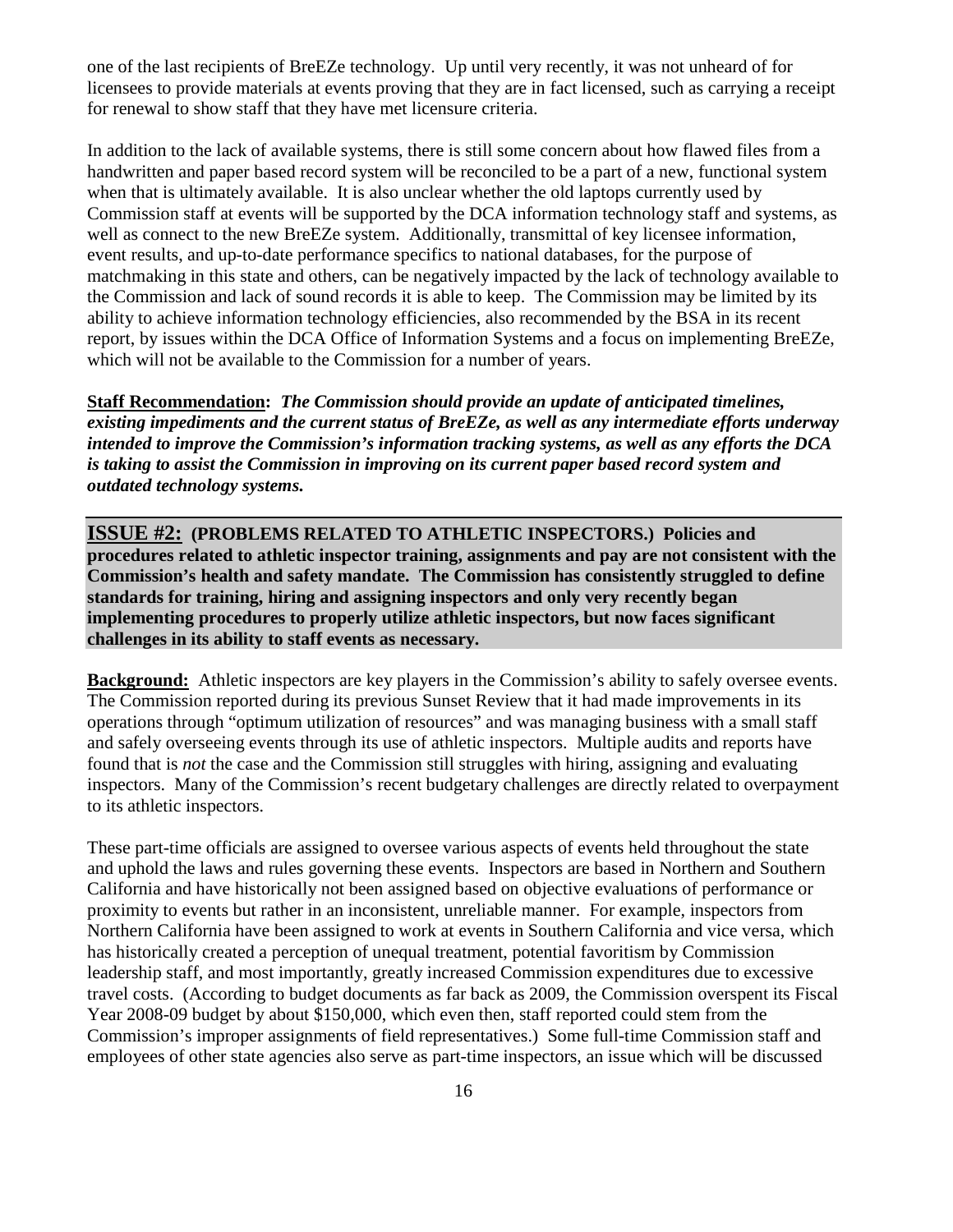one of the last recipients of BreEZe technology. Up until very recently, it was not unheard of for licensees to provide materials at events proving that they are in fact licensed, such as carrying a receipt for renewal to show staff that they have met licensure criteria.

In addition to the lack of available systems, there is still some concern about how flawed files from a handwritten and paper based record system will be reconciled to be a part of a new, functional system when that is ultimately available. It is also unclear whether the old laptops currently used by Commission staff at events will be supported by the DCA information technology staff and systems, as well as connect to the new BreEZe system. Additionally, transmittal of key licensee information, event results, and up-to-date performance specifics to national databases, for the purpose of matchmaking in this state and others, can be negatively impacted by the lack of technology available to the Commission and lack of sound records it is able to keep. The Commission may be limited by its ability to achieve information technology efficiencies, also recommended by the BSA in its recent report, by issues within the DCA Office of Information Systems and a focus on implementing BreEZe, which will not be available to the Commission for a number of years.

**Staff Recommendation:** ***The Commission should provide an update of anticipated timelines, existing impediments and the current status of BreEZe, as well as any intermediate efforts underway intended to improve the Commission's information tracking systems, as well as any efforts the DCA is taking to assist the Commission in improving on its current paper based record system and outdated technology systems.***

## ISSUE #2: (PROBLEMS RELATED TO ATHLETIC INSPECTORS.) Policies and procedures related to athletic inspector training, assignments and pay are not consistent with the Commission's health and safety mandate. The Commission has consistently struggled to define standards for training, hiring and assigning inspectors and only very recently began implementing procedures to properly utilize athletic inspectors, but now faces significant challenges in its ability to staff events as necessary.

**Background:** Athletic inspectors are key players in the Commission's ability to safely oversee events. The Commission reported during its previous Sunset Review that it had made improvements in its operations through "optimum utilization of resources" and was managing business with a small staff and safely overseeing events through its use of athletic inspectors. Multiple audits and reports have found that is *not* the case and the Commission still struggles with hiring, assigning and evaluating inspectors. Many of the Commission's recent budgetary challenges are directly related to overpayment to its athletic inspectors.

These part-time officials are assigned to oversee various aspects of events held throughout the state and uphold the laws and rules governing these events. Inspectors are based in Northern and Southern California and have historically not been assigned based on objective evaluations of performance or proximity to events but rather in an inconsistent, unreliable manner. For example, inspectors from Northern California have been assigned to work at events in Southern California and vice versa, which has historically created a perception of unequal treatment, potential favoritism by Commission leadership staff, and most importantly, greatly increased Commission expenditures due to excessive travel costs. (According to budget documents as far back as 2009, the Commission overspent its Fiscal Year 2008-09 budget by about $150,000, which even then, staff reported could stem from the Commission's improper assignments of field representatives.) Some full-time Commission staff and employees of other state agencies also serve as part-time inspectors, an issue which will be discussed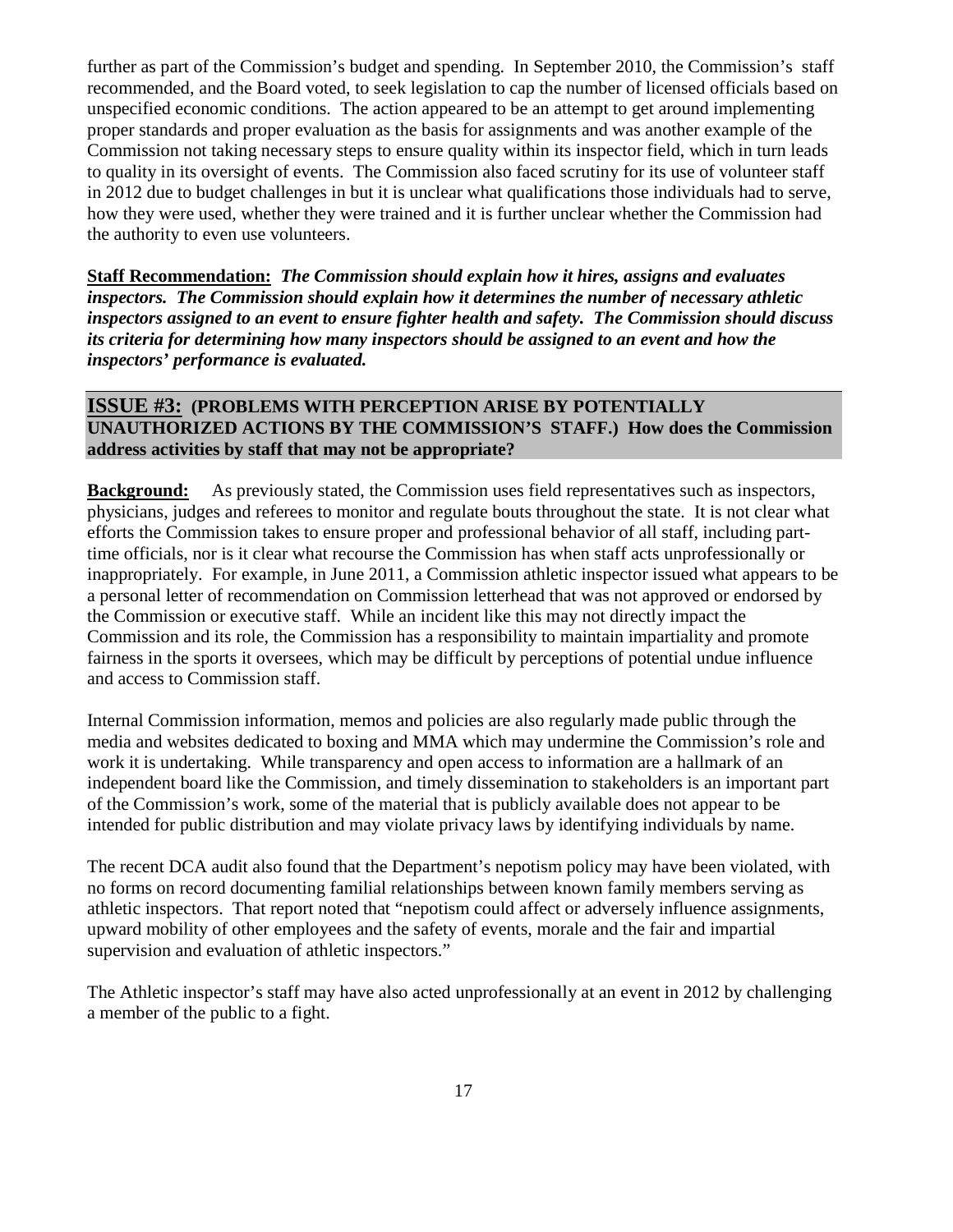further as part of the Commission's budget and spending. In September 2010, the Commission's staff recommended, and the Board voted, to seek legislation to cap the number of licensed officials based on unspecified economic conditions. The action appeared to be an attempt to get around implementing proper standards and proper evaluation as the basis for assignments and was another example of the Commission not taking necessary steps to ensure quality within its inspector field, which in turn leads to quality in its oversight of events. The Commission also faced scrutiny for its use of volunteer staff in 2012 due to budget challenges in but it is unclear what qualifications those individuals had to serve, how they were used, whether they were trained and it is further unclear whether the Commission had the authority to even use volunteers.

**Staff Recommendation:** ***The Commission should explain how it hires, assigns and evaluates inspectors. The Commission should explain how it determines the number of necessary athletic inspectors assigned to an event to ensure fighter health and safety. The Commission should discuss its criteria for determining how many inspectors should be assigned to an event and how the inspectors' performance is evaluated.***

**ISSUE #3: (PROBLEMS WITH PERCEPTION ARISE BY POTENTIALLY UNAUTHORIZED ACTIONS BY THE COMMISSION'S STAFF.) How does the Commission address activities by staff that may not be appropriate?**

**Background:** As previously stated, the Commission uses field representatives such as inspectors, physicians, judges and referees to monitor and regulate bouts throughout the state. It is not clear what efforts the Commission takes to ensure proper and professional behavior of all staff, including part-time officials, nor is it clear what recourse the Commission has when staff acts unprofessionally or inappropriately. For example, in June 2011, a Commission athletic inspector issued what appears to be a personal letter of recommendation on Commission letterhead that was not approved or endorsed by the Commission or executive staff. While an incident like this may not directly impact the Commission and its role, the Commission has a responsibility to maintain impartiality and promote fairness in the sports it oversees, which may be difficult by perceptions of potential undue influence and access to Commission staff.

Internal Commission information, memos and policies are also regularly made public through the media and websites dedicated to boxing and MMA which may undermine the Commission's role and work it is undertaking. While transparency and open access to information are a hallmark of an independent board like the Commission, and timely dissemination to stakeholders is an important part of the Commission's work, some of the material that is publicly available does not appear to be intended for public distribution and may violate privacy laws by identifying individuals by name.

The recent DCA audit also found that the Department's nepotism policy may have been violated, with no forms on record documenting familial relationships between known family members serving as athletic inspectors. That report noted that "nepotism could affect or adversely influence assignments, upward mobility of other employees and the safety of events, morale and the fair and impartial supervision and evaluation of athletic inspectors."

The Athletic inspector's staff may have also acted unprofessionally at an event in 2012 by challenging a member of the public to a fight.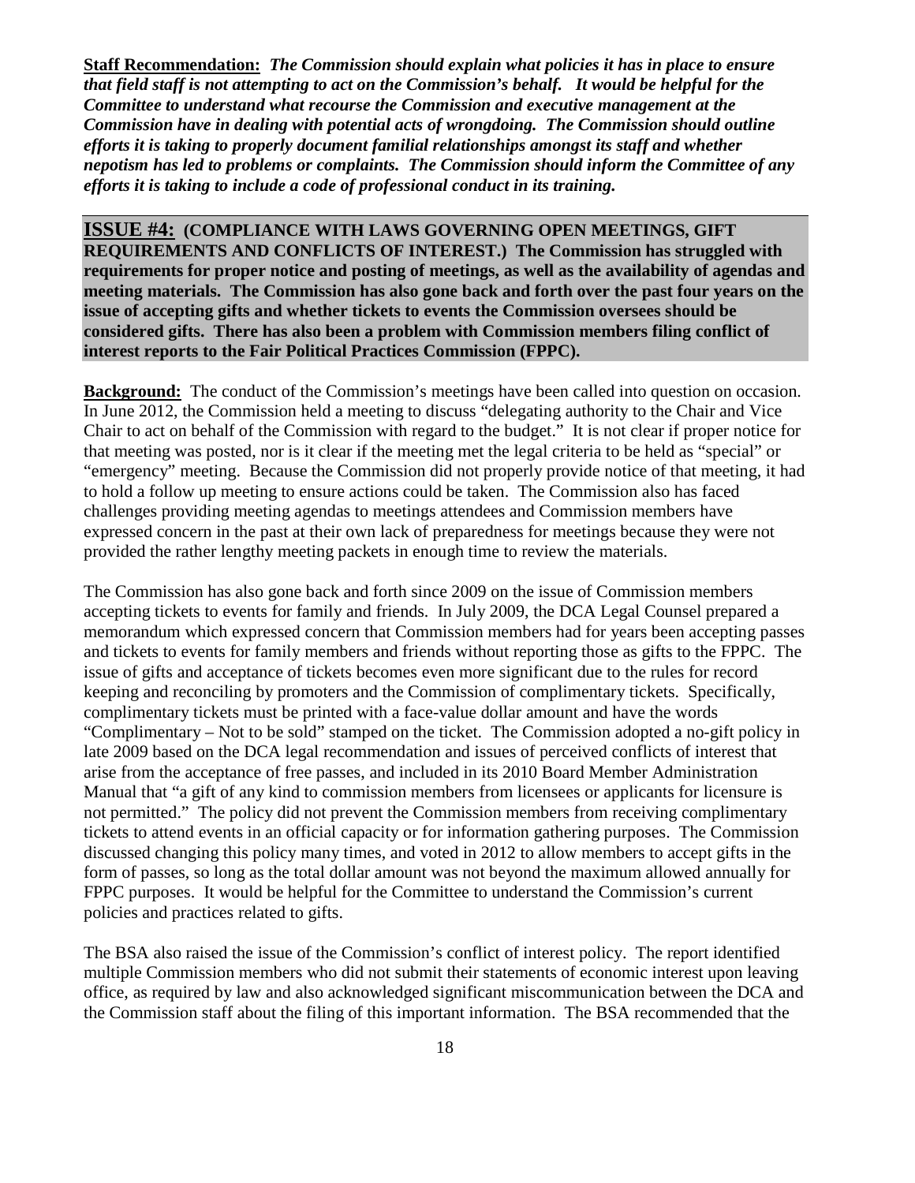**Staff Recommendation:** ***The Commission should explain what policies it has in place to ensure that field staff is not attempting to act on the Commission's behalf. It would be helpful for the Committee to understand what recourse the Commission and executive management at the Commission have in dealing with potential acts of wrongdoing. The Commission should outline efforts it is taking to properly document familial relationships amongst its staff and whether nepotism has led to problems or complaints. The Commission should inform the Committee of any efforts it is taking to include a code of professional conduct in its training.***

**ISSUE #4: (COMPLIANCE WITH LAWS GOVERNING OPEN MEETINGS, GIFT REQUIREMENTS AND CONFLICTS OF INTEREST.) The Commission has struggled with requirements for proper notice and posting of meetings, as well as the availability of agendas and meeting materials. The Commission has also gone back and forth over the past four years on the issue of accepting gifts and whether tickets to events the Commission oversees should be considered gifts. There has also been a problem with Commission members filing conflict of interest reports to the Fair Political Practices Commission (FPPC).**

**Background:** The conduct of the Commission's meetings have been called into question on occasion. In June 2012, the Commission held a meeting to discuss "delegating authority to the Chair and Vice Chair to act on behalf of the Commission with regard to the budget." It is not clear if proper notice for that meeting was posted, nor is it clear if the meeting met the legal criteria to be held as "special" or "emergency" meeting. Because the Commission did not properly provide notice of that meeting, it had to hold a follow up meeting to ensure actions could be taken. The Commission also has faced challenges providing meeting agendas to meetings attendees and Commission members have expressed concern in the past at their own lack of preparedness for meetings because they were not provided the rather lengthy meeting packets in enough time to review the materials.

The Commission has also gone back and forth since 2009 on the issue of Commission members accepting tickets to events for family and friends. In July 2009, the DCA Legal Counsel prepared a memorandum which expressed concern that Commission members had for years been accepting passes and tickets to events for family members and friends without reporting those as gifts to the FPPC. The issue of gifts and acceptance of tickets becomes even more significant due to the rules for record keeping and reconciling by promoters and the Commission of complimentary tickets. Specifically, complimentary tickets must be printed with a face-value dollar amount and have the words "Complimentary – Not to be sold" stamped on the ticket. The Commission adopted a no-gift policy in late 2009 based on the DCA legal recommendation and issues of perceived conflicts of interest that arise from the acceptance of free passes, and included in its 2010 Board Member Administration Manual that "a gift of any kind to commission members from licensees or applicants for licensure is not permitted." The policy did not prevent the Commission members from receiving complimentary tickets to attend events in an official capacity or for information gathering purposes. The Commission discussed changing this policy many times, and voted in 2012 to allow members to accept gifts in the form of passes, so long as the total dollar amount was not beyond the maximum allowed annually for FPPC purposes. It would be helpful for the Committee to understand the Commission's current policies and practices related to gifts.

The BSA also raised the issue of the Commission's conflict of interest policy. The report identified multiple Commission members who did not submit their statements of economic interest upon leaving office, as required by law and also acknowledged significant miscommunication between the DCA and the Commission staff about the filing of this important information. The BSA recommended that the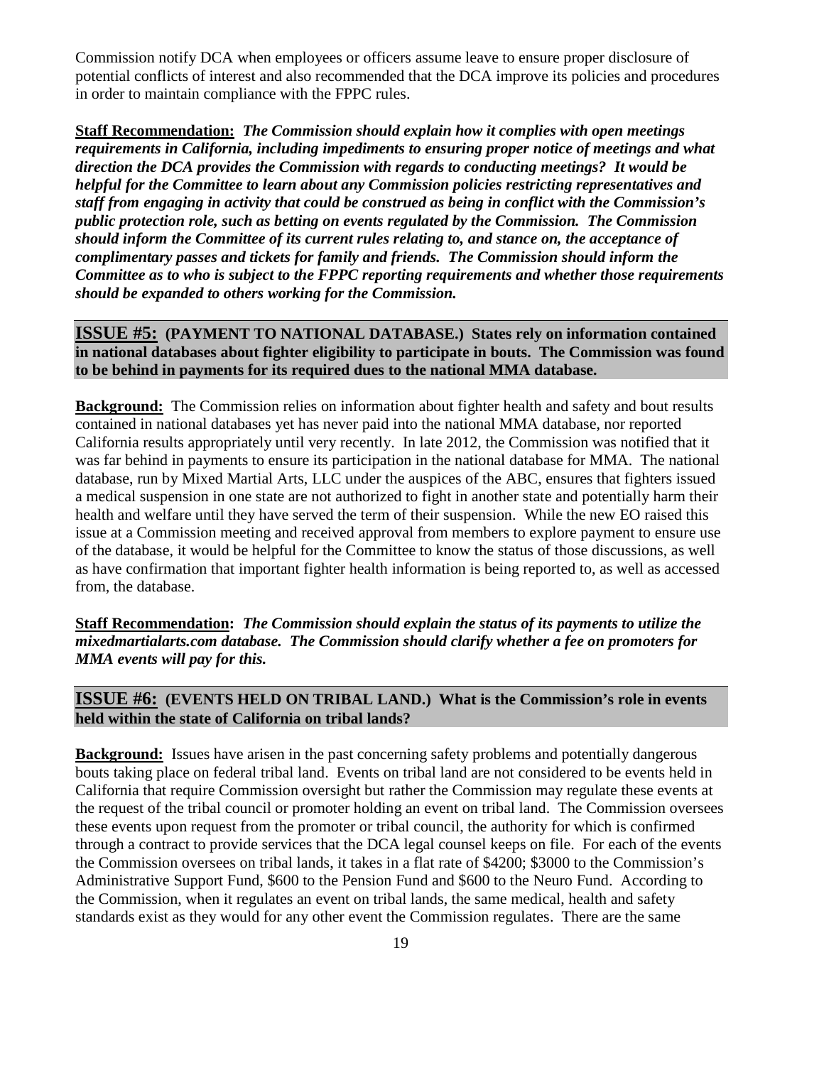Commission notify DCA when employees or officers assume leave to ensure proper disclosure of potential conflicts of interest and also recommended that the DCA improve its policies and procedures in order to maintain compliance with the FPPC rules.

**Staff Recommendation:** ***The Commission should explain how it complies with open meetings requirements in California, including impediments to ensuring proper notice of meetings and what direction the DCA provides the Commission with regards to conducting meetings? It would be helpful for the Committee to learn about any Commission policies restricting representatives and staff from engaging in activity that could be construed as being in conflict with the Commission's public protection role, such as betting on events regulated by the Commission. The Commission should inform the Committee of its current rules relating to, and stance on, the acceptance of complimentary passes and tickets for family and friends. The Commission should inform the Committee as to who is subject to the FPPC reporting requirements and whether those requirements should be expanded to others working for the Commission.***

## ISSUE #5: (PAYMENT TO NATIONAL DATABASE.) States rely on information contained in national databases about fighter eligibility to participate in bouts. The Commission was found to be behind in payments for its required dues to the national MMA database.

**Background:** The Commission relies on information about fighter health and safety and bout results contained in national databases yet has never paid into the national MMA database, nor reported California results appropriately until very recently. In late 2012, the Commission was notified that it was far behind in payments to ensure its participation in the national database for MMA. The national database, run by Mixed Martial Arts, LLC under the auspices of the ABC, ensures that fighters issued a medical suspension in one state are not authorized to fight in another state and potentially harm their health and welfare until they have served the term of their suspension. While the new EO raised this issue at a Commission meeting and received approval from members to explore payment to ensure use of the database, it would be helpful for the Committee to know the status of those discussions, as well as have confirmation that important fighter health information is being reported to, as well as accessed from, the database.

**Staff Recommendation:** ***The Commission should explain the status of its payments to utilize the mixedmartialarts.com database. The Commission should clarify whether a fee on promoters for MMA events will pay for this.***

## ISSUE #6: (EVENTS HELD ON TRIBAL LAND.) What is the Commission's role in events held within the state of California on tribal lands?

**Background:** Issues have arisen in the past concerning safety problems and potentially dangerous bouts taking place on federal tribal land. Events on tribal land are not considered to be events held in California that require Commission oversight but rather the Commission may regulate these events at the request of the tribal council or promoter holding an event on tribal land. The Commission oversees these events upon request from the promoter or tribal council, the authority for which is confirmed through a contract to provide services that the DCA legal counsel keeps on file. For each of the events the Commission oversees on tribal lands, it takes in a flat rate of \$4200; \$3000 to the Commission's Administrative Support Fund, \$600 to the Pension Fund and \$600 to the Neuro Fund. According to the Commission, when it regulates an event on tribal lands, the same medical, health and safety standards exist as they would for any other event the Commission regulates. There are the same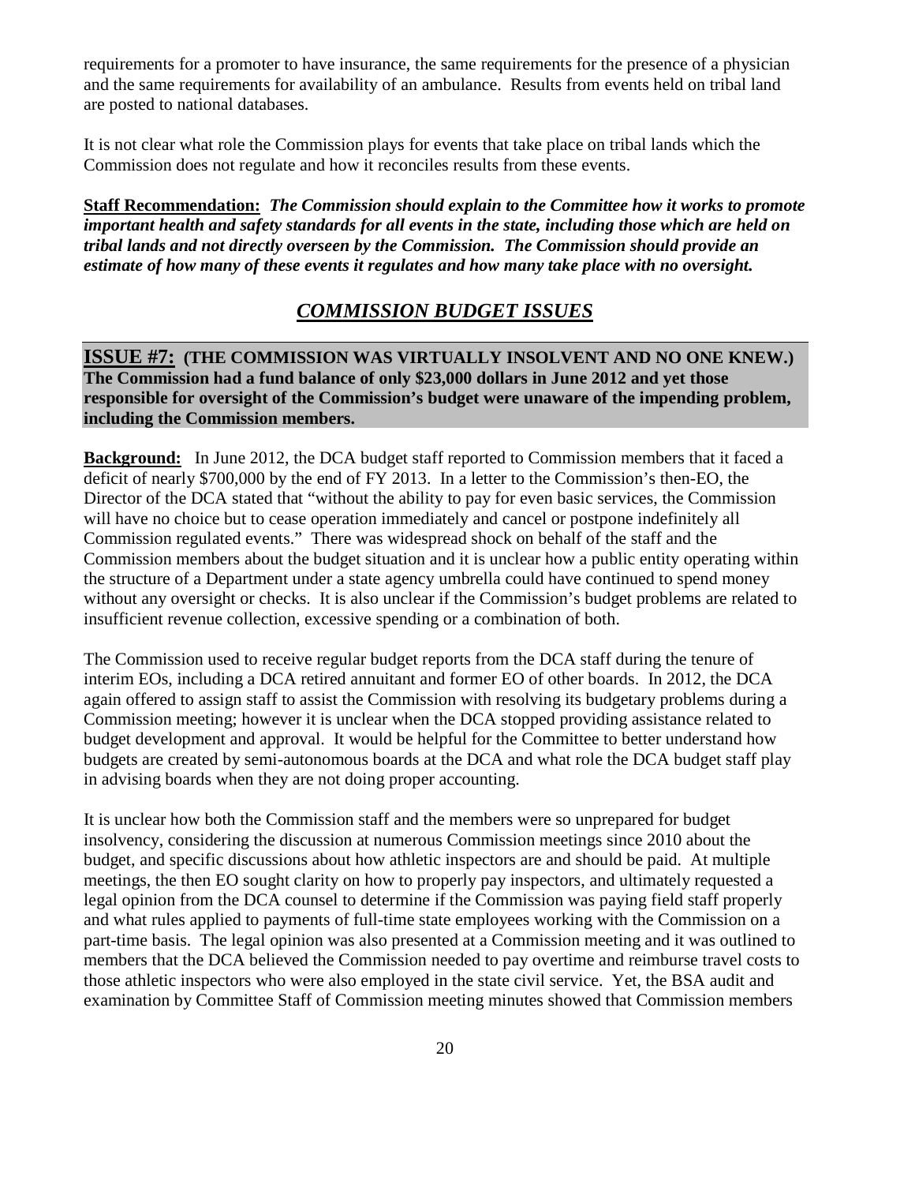requirements for a promoter to have insurance, the same requirements for the presence of a physician and the same requirements for availability of an ambulance. Results from events held on tribal land are posted to national databases.

It is not clear what role the Commission plays for events that take place on tribal lands which the Commission does not regulate and how it reconciles results from these events.

**Staff Recommendation:** ***The Commission should explain to the Committee how it works to promote important health and safety standards for all events in the state, including those which are held on tribal lands and not directly overseen by the Commission. The Commission should provide an estimate of how many of these events it regulates and how many take place with no oversight.***

## *COMMISSION BUDGET ISSUES*

**ISSUE #7: (THE COMMISSION WAS VIRTUALLY INSOLVENT AND NO ONE KNEW.) The Commission had a fund balance of only $23,000 dollars in June 2012 and yet those responsible for oversight of the Commission's budget were unaware of the impending problem, including the Commission members.**

**Background:** In June 2012, the DCA budget staff reported to Commission members that it faced a deficit of nearly $700,000 by the end of FY 2013. In a letter to the Commission's then-EO, the Director of the DCA stated that "without the ability to pay for even basic services, the Commission will have no choice but to cease operation immediately and cancel or postpone indefinitely all Commission regulated events." There was widespread shock on behalf of the staff and the Commission members about the budget situation and it is unclear how a public entity operating within the structure of a Department under a state agency umbrella could have continued to spend money without any oversight or checks. It is also unclear if the Commission's budget problems are related to insufficient revenue collection, excessive spending or a combination of both.

The Commission used to receive regular budget reports from the DCA staff during the tenure of interim EOs, including a DCA retired annuitant and former EO of other boards. In 2012, the DCA again offered to assign staff to assist the Commission with resolving its budgetary problems during a Commission meeting; however it is unclear when the DCA stopped providing assistance related to budget development and approval. It would be helpful for the Committee to better understand how budgets are created by semi-autonomous boards at the DCA and what role the DCA budget staff play in advising boards when they are not doing proper accounting.

It is unclear how both the Commission staff and the members were so unprepared for budget insolvency, considering the discussion at numerous Commission meetings since 2010 about the budget, and specific discussions about how athletic inspectors are and should be paid. At multiple meetings, the then EO sought clarity on how to properly pay inspectors, and ultimately requested a legal opinion from the DCA counsel to determine if the Commission was paying field staff properly and what rules applied to payments of full-time state employees working with the Commission on a part-time basis. The legal opinion was also presented at a Commission meeting and it was outlined to members that the DCA believed the Commission needed to pay overtime and reimburse travel costs to those athletic inspectors who were also employed in the state civil service. Yet, the BSA audit and examination by Committee Staff of Commission meeting minutes showed that Commission members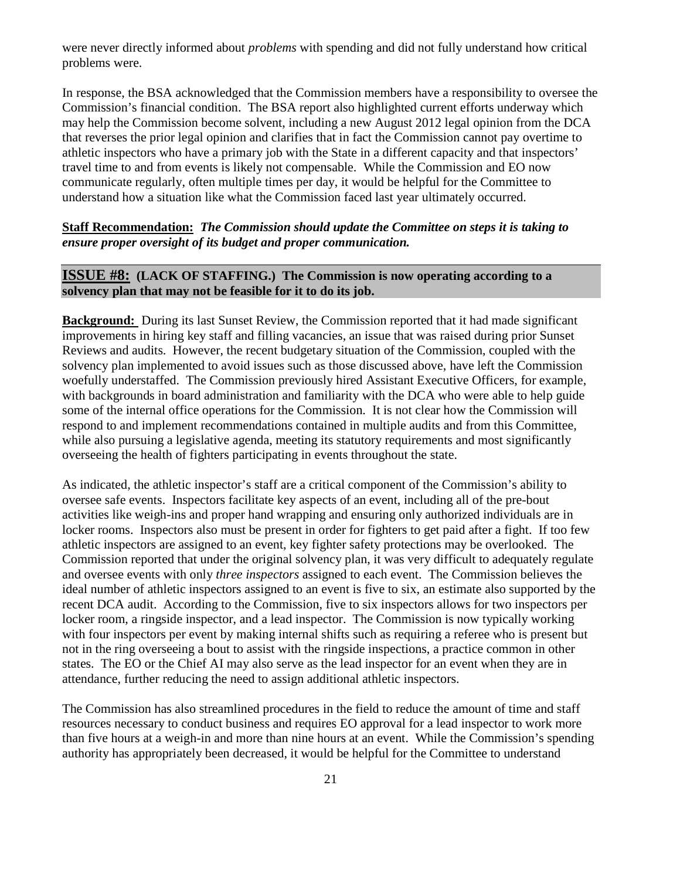were never directly informed about *problems* with spending and did not fully understand how critical problems were.

In response, the BSA acknowledged that the Commission members have a responsibility to oversee the Commission's financial condition. The BSA report also highlighted current efforts underway which may help the Commission become solvent, including a new August 2012 legal opinion from the DCA that reverses the prior legal opinion and clarifies that in fact the Commission cannot pay overtime to athletic inspectors who have a primary job with the State in a different capacity and that inspectors' travel time to and from events is likely not compensable. While the Commission and EO now communicate regularly, often multiple times per day, it would be helpful for the Committee to understand how a situation like what the Commission faced last year ultimately occurred.

**Staff Recommendation:** ***The Commission should update the Committee on steps it is taking to ensure proper oversight of its budget and proper communication.***

## ISSUE #8: (LACK OF STAFFING.) The Commission is now operating according to a solvency plan that may not be feasible for it to do its job.

**Background:** During its last Sunset Review, the Commission reported that it had made significant improvements in hiring key staff and filling vacancies, an issue that was raised during prior Sunset Reviews and audits. However, the recent budgetary situation of the Commission, coupled with the solvency plan implemented to avoid issues such as those discussed above, have left the Commission woefully understaffed. The Commission previously hired Assistant Executive Officers, for example, with backgrounds in board administration and familiarity with the DCA who were able to help guide some of the internal office operations for the Commission. It is not clear how the Commission will respond to and implement recommendations contained in multiple audits and from this Committee, while also pursuing a legislative agenda, meeting its statutory requirements and most significantly overseeing the health of fighters participating in events throughout the state.

As indicated, the athletic inspector's staff are a critical component of the Commission's ability to oversee safe events. Inspectors facilitate key aspects of an event, including all of the pre-bout activities like weigh-ins and proper hand wrapping and ensuring only authorized individuals are in locker rooms. Inspectors also must be present in order for fighters to get paid after a fight. If too few athletic inspectors are assigned to an event, key fighter safety protections may be overlooked. The Commission reported that under the original solvency plan, it was very difficult to adequately regulate and oversee events with only *three inspectors* assigned to each event. The Commission believes the ideal number of athletic inspectors assigned to an event is five to six, an estimate also supported by the recent DCA audit. According to the Commission, five to six inspectors allows for two inspectors per locker room, a ringside inspector, and a lead inspector. The Commission is now typically working with four inspectors per event by making internal shifts such as requiring a referee who is present but not in the ring overseeing a bout to assist with the ringside inspections, a practice common in other states. The EO or the Chief AI may also serve as the lead inspector for an event when they are in attendance, further reducing the need to assign additional athletic inspectors.

The Commission has also streamlined procedures in the field to reduce the amount of time and staff resources necessary to conduct business and requires EO approval for a lead inspector to work more than five hours at a weigh-in and more than nine hours at an event. While the Commission's spending authority has appropriately been decreased, it would be helpful for the Committee to understand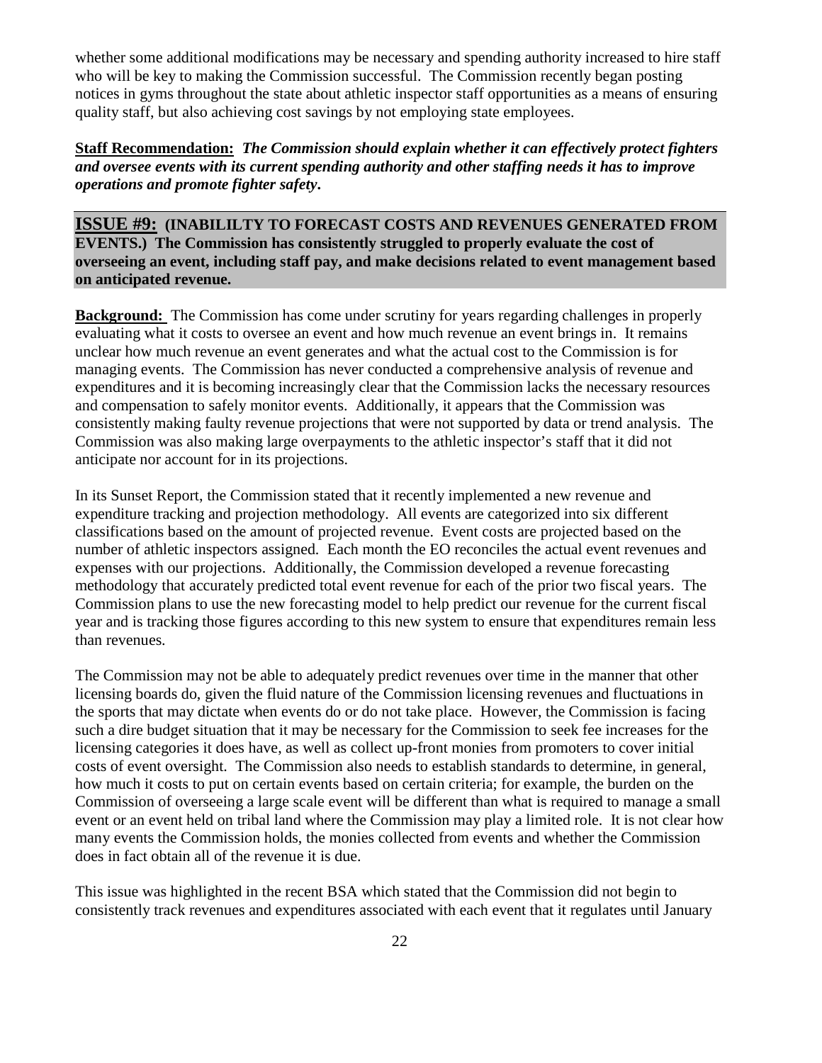whether some additional modifications may be necessary and spending authority increased to hire staff who will be key to making the Commission successful. The Commission recently began posting notices in gyms throughout the state about athletic inspector staff opportunities as a means of ensuring quality staff, but also achieving cost savings by not employing state employees.

**Staff Recommendation:** ***The Commission should explain whether it can effectively protect fighters and oversee events with its current spending authority and other staffing needs it has to improve operations and promote fighter safety.***

## ISSUE #9: (INABILILTY TO FORECAST COSTS AND REVENUES GENERATED FROM EVENTS.) The Commission has consistently struggled to properly evaluate the cost of overseeing an event, including staff pay, and make decisions related to event management based on anticipated revenue.

**Background:** The Commission has come under scrutiny for years regarding challenges in properly evaluating what it costs to oversee an event and how much revenue an event brings in. It remains unclear how much revenue an event generates and what the actual cost to the Commission is for managing events. The Commission has never conducted a comprehensive analysis of revenue and expenditures and it is becoming increasingly clear that the Commission lacks the necessary resources and compensation to safely monitor events. Additionally, it appears that the Commission was consistently making faulty revenue projections that were not supported by data or trend analysis. The Commission was also making large overpayments to the athletic inspector's staff that it did not anticipate nor account for in its projections.

In its Sunset Report, the Commission stated that it recently implemented a new revenue and expenditure tracking and projection methodology. All events are categorized into six different classifications based on the amount of projected revenue. Event costs are projected based on the number of athletic inspectors assigned. Each month the EO reconciles the actual event revenues and expenses with our projections. Additionally, the Commission developed a revenue forecasting methodology that accurately predicted total event revenue for each of the prior two fiscal years. The Commission plans to use the new forecasting model to help predict our revenue for the current fiscal year and is tracking those figures according to this new system to ensure that expenditures remain less than revenues.

The Commission may not be able to adequately predict revenues over time in the manner that other licensing boards do, given the fluid nature of the Commission licensing revenues and fluctuations in the sports that may dictate when events do or do not take place. However, the Commission is facing such a dire budget situation that it may be necessary for the Commission to seek fee increases for the licensing categories it does have, as well as collect up-front monies from promoters to cover initial costs of event oversight. The Commission also needs to establish standards to determine, in general, how much it costs to put on certain events based on certain criteria; for example, the burden on the Commission of overseeing a large scale event will be different than what is required to manage a small event or an event held on tribal land where the Commission may play a limited role. It is not clear how many events the Commission holds, the monies collected from events and whether the Commission does in fact obtain all of the revenue it is due.

This issue was highlighted in the recent BSA which stated that the Commission did not begin to consistently track revenues and expenditures associated with each event that it regulates until January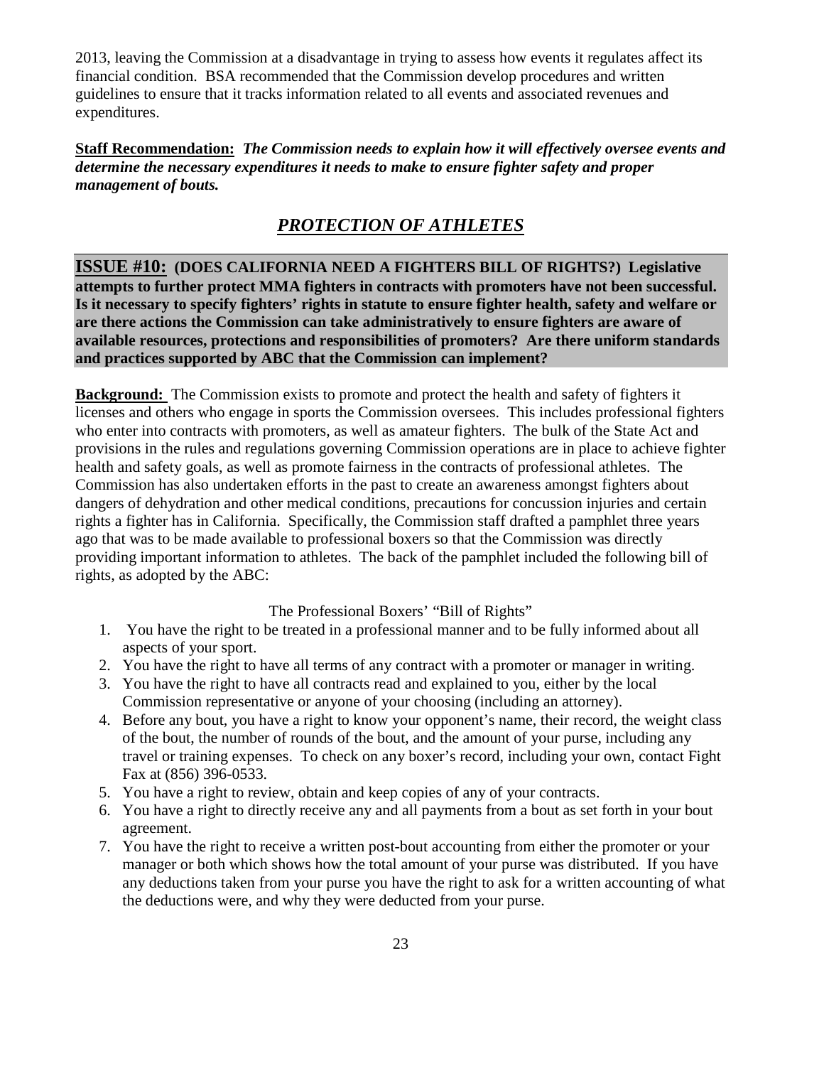2013, leaving the Commission at a disadvantage in trying to assess how events it regulates affect its financial condition. BSA recommended that the Commission develop procedures and written guidelines to ensure that it tracks information related to all events and associated revenues and expenditures.

**Staff Recommendation:** ***The Commission needs to explain how it will effectively oversee events and determine the necessary expenditures it needs to make to ensure fighter safety and proper management of bouts.***

## *PROTECTION OF ATHLETES*

**ISSUE #10: (DOES CALIFORNIA NEED A FIGHTERS BILL OF RIGHTS?) Legislative attempts to further protect MMA fighters in contracts with promoters have not been successful. Is it necessary to specify fighters' rights in statute to ensure fighter health, safety and welfare or are there actions the Commission can take administratively to ensure fighters are aware of available resources, protections and responsibilities of promoters? Are there uniform standards and practices supported by ABC that the Commission can implement?**

**Background:** The Commission exists to promote and protect the health and safety of fighters it licenses and others who engage in sports the Commission oversees. This includes professional fighters who enter into contracts with promoters, as well as amateur fighters. The bulk of the State Act and provisions in the rules and regulations governing Commission operations are in place to achieve fighter health and safety goals, as well as promote fairness in the contracts of professional athletes. The Commission has also undertaken efforts in the past to create an awareness amongst fighters about dangers of dehydration and other medical conditions, precautions for concussion injuries and certain rights a fighter has in California. Specifically, the Commission staff drafted a pamphlet three years ago that was to be made available to professional boxers so that the Commission was directly providing important information to athletes. The back of the pamphlet included the following bill of rights, as adopted by the ABC:

The Professional Boxers' "Bill of Rights"

1. You have the right to be treated in a professional manner and to be fully informed about all aspects of your sport.
2. You have the right to have all terms of any contract with a promoter or manager in writing.
3. You have the right to have all contracts read and explained to you, either by the local Commission representative or anyone of your choosing (including an attorney).
4. Before any bout, you have a right to know your opponent's name, their record, the weight class of the bout, the number of rounds of the bout, and the amount of your purse, including any travel or training expenses. To check on any boxer's record, including your own, contact Fight Fax at (856) 396-0533.
5. You have a right to review, obtain and keep copies of any of your contracts.
6. You have a right to directly receive any and all payments from a bout as set forth in your bout agreement.
7. You have the right to receive a written post-bout accounting from either the promoter or your manager or both which shows how the total amount of your purse was distributed. If you have any deductions taken from your purse you have the right to ask for a written accounting of what the deductions were, and why they were deducted from your purse.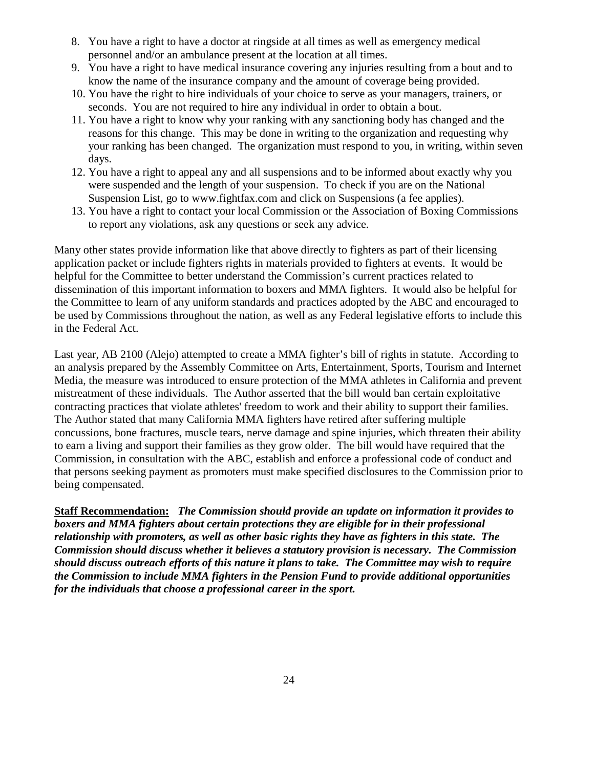8. You have a right to have a doctor at ringside at all times as well as emergency medical personnel and/or an ambulance present at the location at all times.
9. You have a right to have medical insurance covering any injuries resulting from a bout and to know the name of the insurance company and the amount of coverage being provided.
10. You have the right to hire individuals of your choice to serve as your managers, trainers, or seconds. You are not required to hire any individual in order to obtain a bout.
11. You have a right to know why your ranking with any sanctioning body has changed and the reasons for this change. This may be done in writing to the organization and requesting why your ranking has been changed. The organization must respond to you, in writing, within seven days.
12. You have a right to appeal any and all suspensions and to be informed about exactly why you were suspended and the length of your suspension. To check if you are on the National Suspension List, go to www.fightfax.com and click on Suspensions (a fee applies).
13. You have a right to contact your local Commission or the Association of Boxing Commissions to report any violations, ask any questions or seek any advice.

Many other states provide information like that above directly to fighters as part of their licensing application packet or include fighters rights in materials provided to fighters at events. It would be helpful for the Committee to better understand the Commission's current practices related to dissemination of this important information to boxers and MMA fighters. It would also be helpful for the Committee to learn of any uniform standards and practices adopted by the ABC and encouraged to be used by Commissions throughout the nation, as well as any Federal legislative efforts to include this in the Federal Act.

Last year, AB 2100 (Alejo) attempted to create a MMA fighter's bill of rights in statute. According to an analysis prepared by the Assembly Committee on Arts, Entertainment, Sports, Tourism and Internet Media, the measure was introduced to ensure protection of the MMA athletes in California and prevent mistreatment of these individuals. The Author asserted that the bill would ban certain exploitative contracting practices that violate athletes' freedom to work and their ability to support their families. The Author stated that many California MMA fighters have retired after suffering multiple concussions, bone fractures, muscle tears, nerve damage and spine injuries, which threaten their ability to earn a living and support their families as they grow older. The bill would have required that the Commission, in consultation with the ABC, establish and enforce a professional code of conduct and that persons seeking payment as promoters must make specified disclosures to the Commission prior to being compensated.

**Staff Recommendation:** ***The Commission should provide an update on information it provides to boxers and MMA fighters about certain protections they are eligible for in their professional relationship with promoters, as well as other basic rights they have as fighters in this state. The Commission should discuss whether it believes a statutory provision is necessary. The Commission should discuss outreach efforts of this nature it plans to take. The Committee may wish to require the Commission to include MMA fighters in the Pension Fund to provide additional opportunities for the individuals that choose a professional career in the sport.***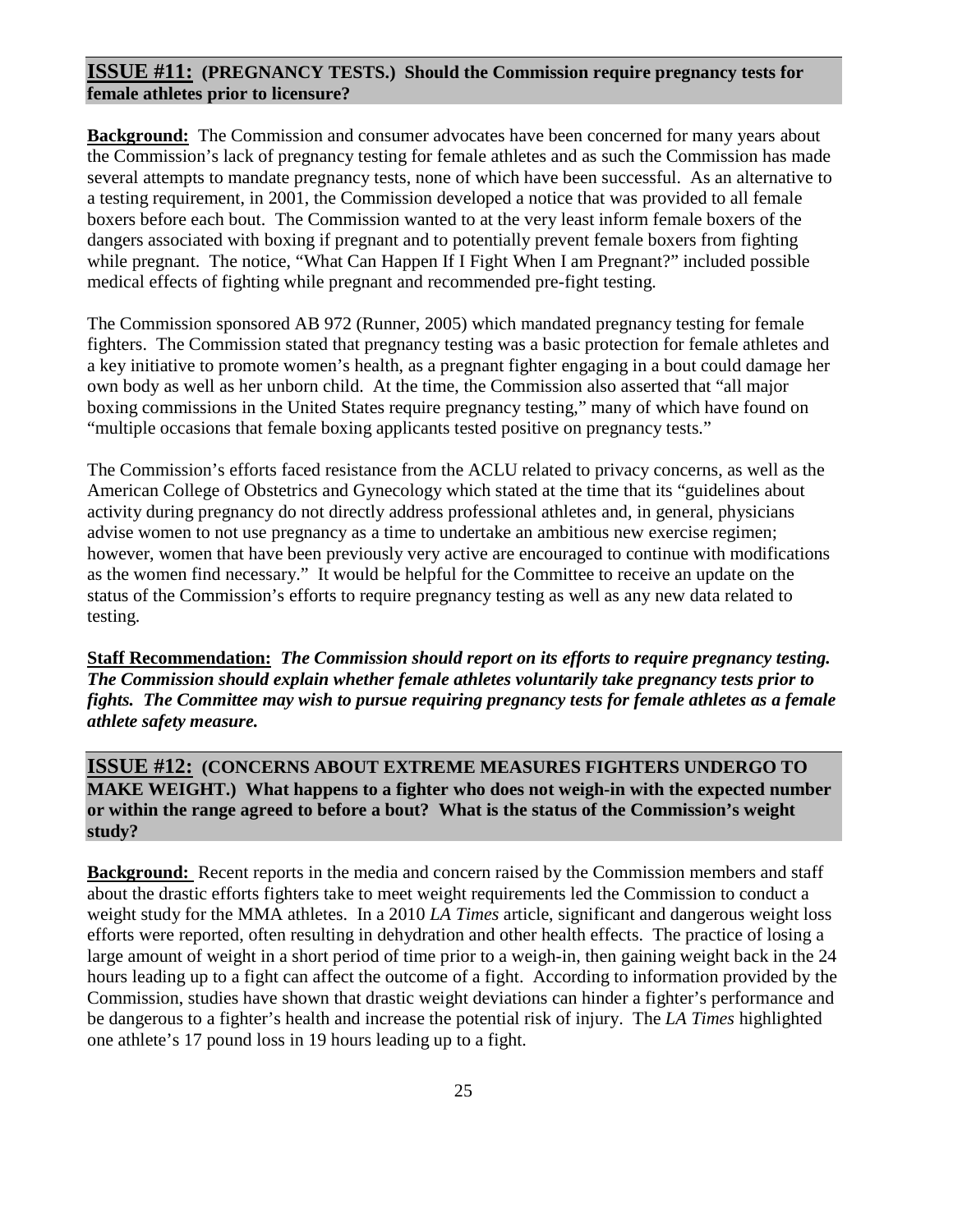## ISSUE #11: (PREGNANCY TESTS.) Should the Commission require pregnancy tests for female athletes prior to licensure?

**Background:** The Commission and consumer advocates have been concerned for many years about the Commission's lack of pregnancy testing for female athletes and as such the Commission has made several attempts to mandate pregnancy tests, none of which have been successful. As an alternative to a testing requirement, in 2001, the Commission developed a notice that was provided to all female boxers before each bout. The Commission wanted to at the very least inform female boxers of the dangers associated with boxing if pregnant and to potentially prevent female boxers from fighting while pregnant. The notice, "What Can Happen If I Fight When I am Pregnant?" included possible medical effects of fighting while pregnant and recommended pre-fight testing.

The Commission sponsored AB 972 (Runner, 2005) which mandated pregnancy testing for female fighters. The Commission stated that pregnancy testing was a basic protection for female athletes and a key initiative to promote women's health, as a pregnant fighter engaging in a bout could damage her own body as well as her unborn child. At the time, the Commission also asserted that "all major boxing commissions in the United States require pregnancy testing," many of which have found on "multiple occasions that female boxing applicants tested positive on pregnancy tests."

The Commission's efforts faced resistance from the ACLU related to privacy concerns, as well as the American College of Obstetrics and Gynecology which stated at the time that its "guidelines about activity during pregnancy do not directly address professional athletes and, in general, physicians advise women to not use pregnancy as a time to undertake an ambitious new exercise regimen; however, women that have been previously very active are encouraged to continue with modifications as the women find necessary." It would be helpful for the Committee to receive an update on the status of the Commission's efforts to require pregnancy testing as well as any new data related to testing.

**Staff Recommendation:** ***The Commission should report on its efforts to require pregnancy testing. The Commission should explain whether female athletes voluntarily take pregnancy tests prior to fights. The Committee may wish to pursue requiring pregnancy tests for female athletes as a female athlete safety measure.***

## ISSUE #12: (CONCERNS ABOUT EXTREME MEASURES FIGHTERS UNDERGO TO MAKE WEIGHT.) What happens to a fighter who does not weigh-in with the expected number or within the range agreed to before a bout? What is the status of the Commission's weight study?

**Background:** Recent reports in the media and concern raised by the Commission members and staff about the drastic efforts fighters take to meet weight requirements led the Commission to conduct a weight study for the MMA athletes. In a 2010 *LA Times* article, significant and dangerous weight loss efforts were reported, often resulting in dehydration and other health effects. The practice of losing a large amount of weight in a short period of time prior to a weigh-in, then gaining weight back in the 24 hours leading up to a fight can affect the outcome of a fight. According to information provided by the Commission, studies have shown that drastic weight deviations can hinder a fighter's performance and be dangerous to a fighter's health and increase the potential risk of injury. The *LA Times* highlighted one athlete's 17 pound loss in 19 hours leading up to a fight.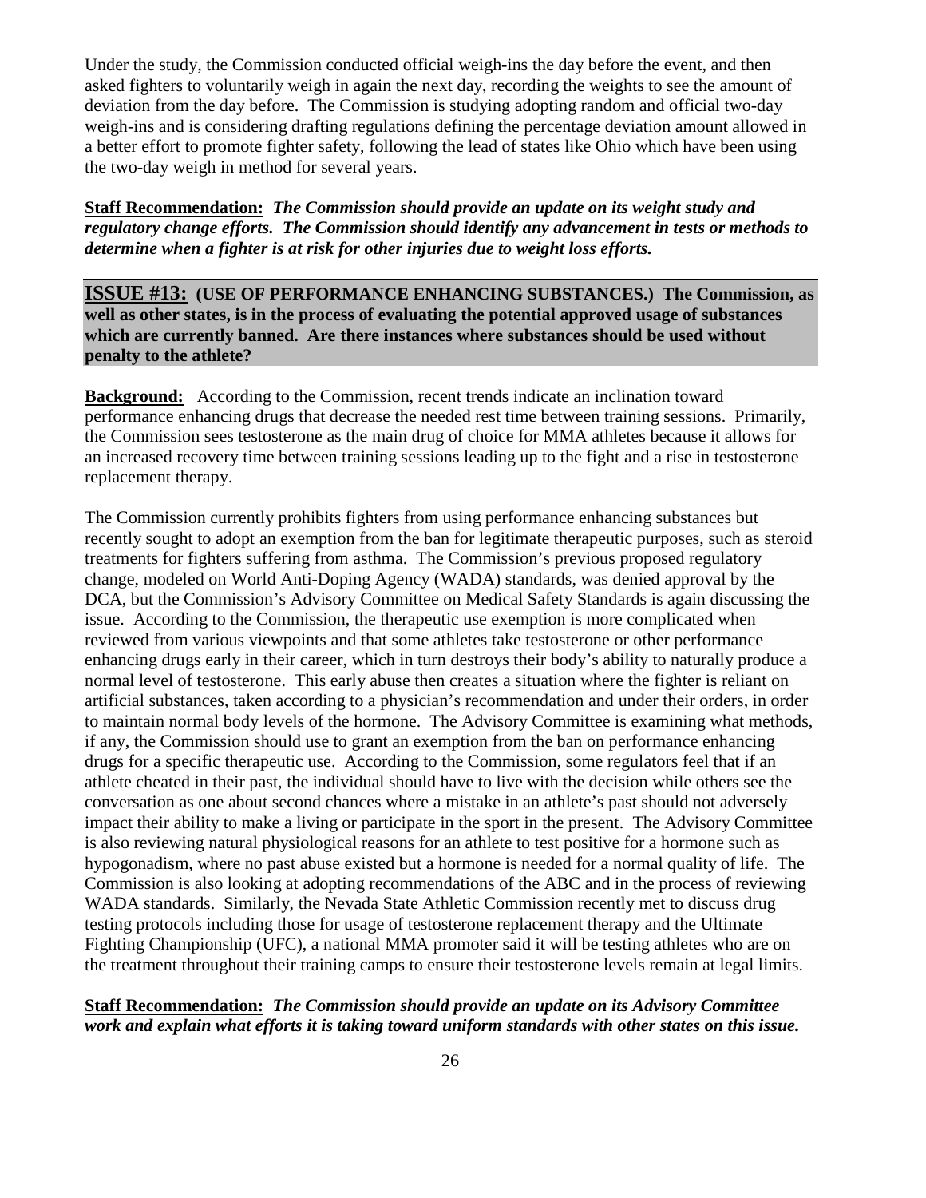Under the study, the Commission conducted official weigh-ins the day before the event, and then asked fighters to voluntarily weigh in again the next day, recording the weights to see the amount of deviation from the day before. The Commission is studying adopting random and official two-day weigh-ins and is considering drafting regulations defining the percentage deviation amount allowed in a better effort to promote fighter safety, following the lead of states like Ohio which have been using the two-day weigh in method for several years.

**Staff Recommendation:** ***The Commission should provide an update on its weight study and regulatory change efforts. The Commission should identify any advancement in tests or methods to determine when a fighter is at risk for other injuries due to weight loss efforts.***

**ISSUE #13: (USE OF PERFORMANCE ENHANCING SUBSTANCES.) The Commission, as well as other states, is in the process of evaluating the potential approved usage of substances which are currently banned. Are there instances where substances should be used without penalty to the athlete?**

**Background:** According to the Commission, recent trends indicate an inclination toward performance enhancing drugs that decrease the needed rest time between training sessions. Primarily, the Commission sees testosterone as the main drug of choice for MMA athletes because it allows for an increased recovery time between training sessions leading up to the fight and a rise in testosterone replacement therapy.

The Commission currently prohibits fighters from using performance enhancing substances but recently sought to adopt an exemption from the ban for legitimate therapeutic purposes, such as steroid treatments for fighters suffering from asthma. The Commission's previous proposed regulatory change, modeled on World Anti-Doping Agency (WADA) standards, was denied approval by the DCA, but the Commission's Advisory Committee on Medical Safety Standards is again discussing the issue. According to the Commission, the therapeutic use exemption is more complicated when reviewed from various viewpoints and that some athletes take testosterone or other performance enhancing drugs early in their career, which in turn destroys their body's ability to naturally produce a normal level of testosterone. This early abuse then creates a situation where the fighter is reliant on artificial substances, taken according to a physician's recommendation and under their orders, in order to maintain normal body levels of the hormone. The Advisory Committee is examining what methods, if any, the Commission should use to grant an exemption from the ban on performance enhancing drugs for a specific therapeutic use. According to the Commission, some regulators feel that if an athlete cheated in their past, the individual should have to live with the decision while others see the conversation as one about second chances where a mistake in an athlete's past should not adversely impact their ability to make a living or participate in the sport in the present. The Advisory Committee is also reviewing natural physiological reasons for an athlete to test positive for a hormone such as hypogonadism, where no past abuse existed but a hormone is needed for a normal quality of life. The Commission is also looking at adopting recommendations of the ABC and in the process of reviewing WADA standards. Similarly, the Nevada State Athletic Commission recently met to discuss drug testing protocols including those for usage of testosterone replacement therapy and the Ultimate Fighting Championship (UFC), a national MMA promoter said it will be testing athletes who are on the treatment throughout their training camps to ensure their testosterone levels remain at legal limits.

**Staff Recommendation:** ***The Commission should provide an update on its Advisory Committee work and explain what efforts it is taking toward uniform standards with other states on this issue.***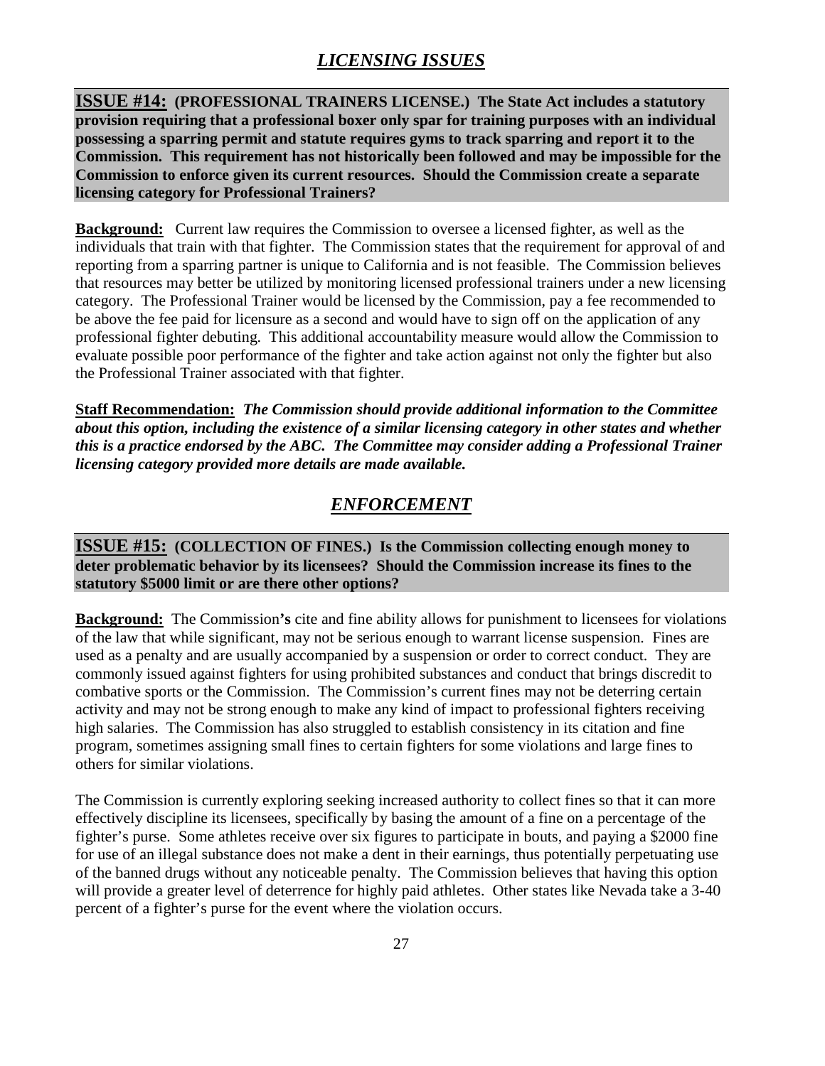## *LICENSING ISSUES*

**ISSUE #14: (PROFESSIONAL TRAINERS LICENSE.) The State Act includes a statutory provision requiring that a professional boxer only spar for training purposes with an individual possessing a sparring permit and statute requires gyms to track sparring and report it to the Commission. This requirement has not historically been followed and may be impossible for the Commission to enforce given its current resources. Should the Commission create a separate licensing category for Professional Trainers?**

**Background:** Current law requires the Commission to oversee a licensed fighter, as well as the individuals that train with that fighter. The Commission states that the requirement for approval of and reporting from a sparring partner is unique to California and is not feasible. The Commission believes that resources may better be utilized by monitoring licensed professional trainers under a new licensing category. The Professional Trainer would be licensed by the Commission, pay a fee recommended to be above the fee paid for licensure as a second and would have to sign off on the application of any professional fighter debuting. This additional accountability measure would allow the Commission to evaluate possible poor performance of the fighter and take action against not only the fighter but also the Professional Trainer associated with that fighter.

**Staff Recommendation:** ***The Commission should provide additional information to the Committee about this option, including the existence of a similar licensing category in other states and whether this is a practice endorsed by the ABC. The Committee may consider adding a Professional Trainer licensing category provided more details are made available.***

## *ENFORCEMENT*

**ISSUE #15: (COLLECTION OF FINES.) Is the Commission collecting enough money to deter problematic behavior by its licensees? Should the Commission increase its fines to the statutory $5000 limit or are there other options?**

**Background:** The Commission**'s** cite and fine ability allows for punishment to licensees for violations of the law that while significant, may not be serious enough to warrant license suspension. Fines are used as a penalty and are usually accompanied by a suspension or order to correct conduct. They are commonly issued against fighters for using prohibited substances and conduct that brings discredit to combative sports or the Commission. The Commission's current fines may not be deterring certain activity and may not be strong enough to make any kind of impact to professional fighters receiving high salaries. The Commission has also struggled to establish consistency in its citation and fine program, sometimes assigning small fines to certain fighters for some violations and large fines to others for similar violations.

The Commission is currently exploring seeking increased authority to collect fines so that it can more effectively discipline its licensees, specifically by basing the amount of a fine on a percentage of the fighter's purse. Some athletes receive over six figures to participate in bouts, and paying a $2000 fine for use of an illegal substance does not make a dent in their earnings, thus potentially perpetuating use of the banned drugs without any noticeable penalty. The Commission believes that having this option will provide a greater level of deterrence for highly paid athletes. Other states like Nevada take a 3-40 percent of a fighter's purse for the event where the violation occurs.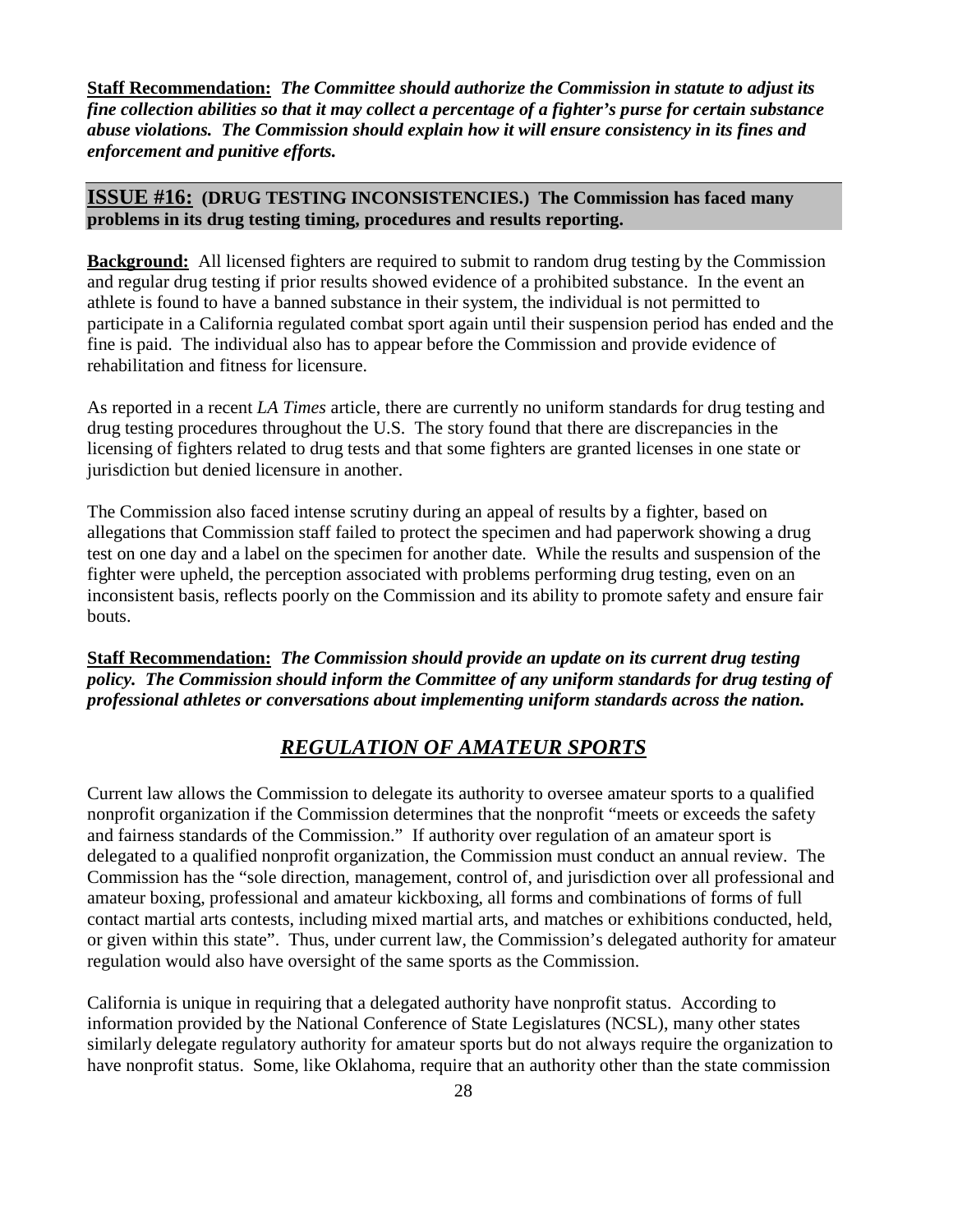**Staff Recommendation:** ***The Committee should authorize the Commission in statute to adjust its fine collection abilities so that it may collect a percentage of a fighter's purse for certain substance abuse violations. The Commission should explain how it will ensure consistency in its fines and enforcement and punitive efforts.***

## ISSUE #16: (DRUG TESTING INCONSISTENCIES.) The Commission has faced many problems in its drug testing timing, procedures and results reporting.

**Background:** All licensed fighters are required to submit to random drug testing by the Commission and regular drug testing if prior results showed evidence of a prohibited substance. In the event an athlete is found to have a banned substance in their system, the individual is not permitted to participate in a California regulated combat sport again until their suspension period has ended and the fine is paid. The individual also has to appear before the Commission and provide evidence of rehabilitation and fitness for licensure.

As reported in a recent *LA Times* article, there are currently no uniform standards for drug testing and drug testing procedures throughout the U.S. The story found that there are discrepancies in the licensing of fighters related to drug tests and that some fighters are granted licenses in one state or jurisdiction but denied licensure in another.

The Commission also faced intense scrutiny during an appeal of results by a fighter, based on allegations that Commission staff failed to protect the specimen and had paperwork showing a drug test on one day and a label on the specimen for another date. While the results and suspension of the fighter were upheld, the perception associated with problems performing drug testing, even on an inconsistent basis, reflects poorly on the Commission and its ability to promote safety and ensure fair bouts.

**Staff Recommendation:** ***The Commission should provide an update on its current drug testing policy. The Commission should inform the Committee of any uniform standards for drug testing of professional athletes or conversations about implementing uniform standards across the nation.***

## *REGULATION OF AMATEUR SPORTS*

Current law allows the Commission to delegate its authority to oversee amateur sports to a qualified nonprofit organization if the Commission determines that the nonprofit "meets or exceeds the safety and fairness standards of the Commission." If authority over regulation of an amateur sport is delegated to a qualified nonprofit organization, the Commission must conduct an annual review. The Commission has the "sole direction, management, control of, and jurisdiction over all professional and amateur boxing, professional and amateur kickboxing, all forms and combinations of forms of full contact martial arts contests, including mixed martial arts, and matches or exhibitions conducted, held, or given within this state". Thus, under current law, the Commission's delegated authority for amateur regulation would also have oversight of the same sports as the Commission.

California is unique in requiring that a delegated authority have nonprofit status. According to information provided by the National Conference of State Legislatures (NCSL), many other states similarly delegate regulatory authority for amateur sports but do not always require the organization to have nonprofit status. Some, like Oklahoma, require that an authority other than the state commission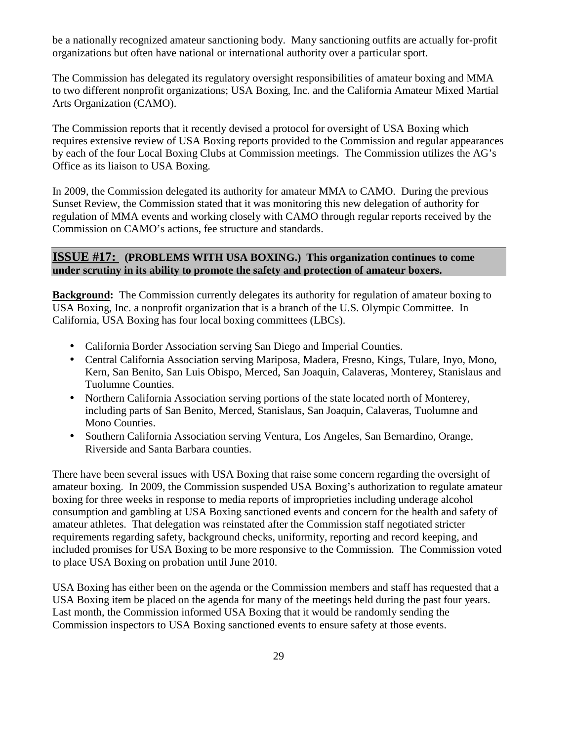be a nationally recognized amateur sanctioning body. Many sanctioning outfits are actually for-profit organizations but often have national or international authority over a particular sport.

The Commission has delegated its regulatory oversight responsibilities of amateur boxing and MMA to two different nonprofit organizations; USA Boxing, Inc. and the California Amateur Mixed Martial Arts Organization (CAMO).

The Commission reports that it recently devised a protocol for oversight of USA Boxing which requires extensive review of USA Boxing reports provided to the Commission and regular appearances by each of the four Local Boxing Clubs at Commission meetings. The Commission utilizes the AG's Office as its liaison to USA Boxing.

In 2009, the Commission delegated its authority for amateur MMA to CAMO. During the previous Sunset Review, the Commission stated that it was monitoring this new delegation of authority for regulation of MMA events and working closely with CAMO through regular reports received by the Commission on CAMO's actions, fee structure and standards.

## ISSUE #17: (PROBLEMS WITH USA BOXING.) This organization continues to come under scrutiny in its ability to promote the safety and protection of amateur boxers.

**Background:** The Commission currently delegates its authority for regulation of amateur boxing to USA Boxing, Inc. a nonprofit organization that is a branch of the U.S. Olympic Committee. In California, USA Boxing has four local boxing committees (LBCs).

- California Border Association serving San Diego and Imperial Counties.
- Central California Association serving Mariposa, Madera, Fresno, Kings, Tulare, Inyo, Mono, Kern, San Benito, San Luis Obispo, Merced, San Joaquin, Calaveras, Monterey, Stanislaus and Tuolumne Counties.
- Northern California Association serving portions of the state located north of Monterey, including parts of San Benito, Merced, Stanislaus, San Joaquin, Calaveras, Tuolumne and Mono Counties.
- Southern California Association serving Ventura, Los Angeles, San Bernardino, Orange, Riverside and Santa Barbara counties.

There have been several issues with USA Boxing that raise some concern regarding the oversight of amateur boxing. In 2009, the Commission suspended USA Boxing's authorization to regulate amateur boxing for three weeks in response to media reports of improprieties including underage alcohol consumption and gambling at USA Boxing sanctioned events and concern for the health and safety of amateur athletes. That delegation was reinstated after the Commission staff negotiated stricter requirements regarding safety, background checks, uniformity, reporting and record keeping, and included promises for USA Boxing to be more responsive to the Commission. The Commission voted to place USA Boxing on probation until June 2010.

USA Boxing has either been on the agenda or the Commission members and staff has requested that a USA Boxing item be placed on the agenda for many of the meetings held during the past four years. Last month, the Commission informed USA Boxing that it would be randomly sending the Commission inspectors to USA Boxing sanctioned events to ensure safety at those events.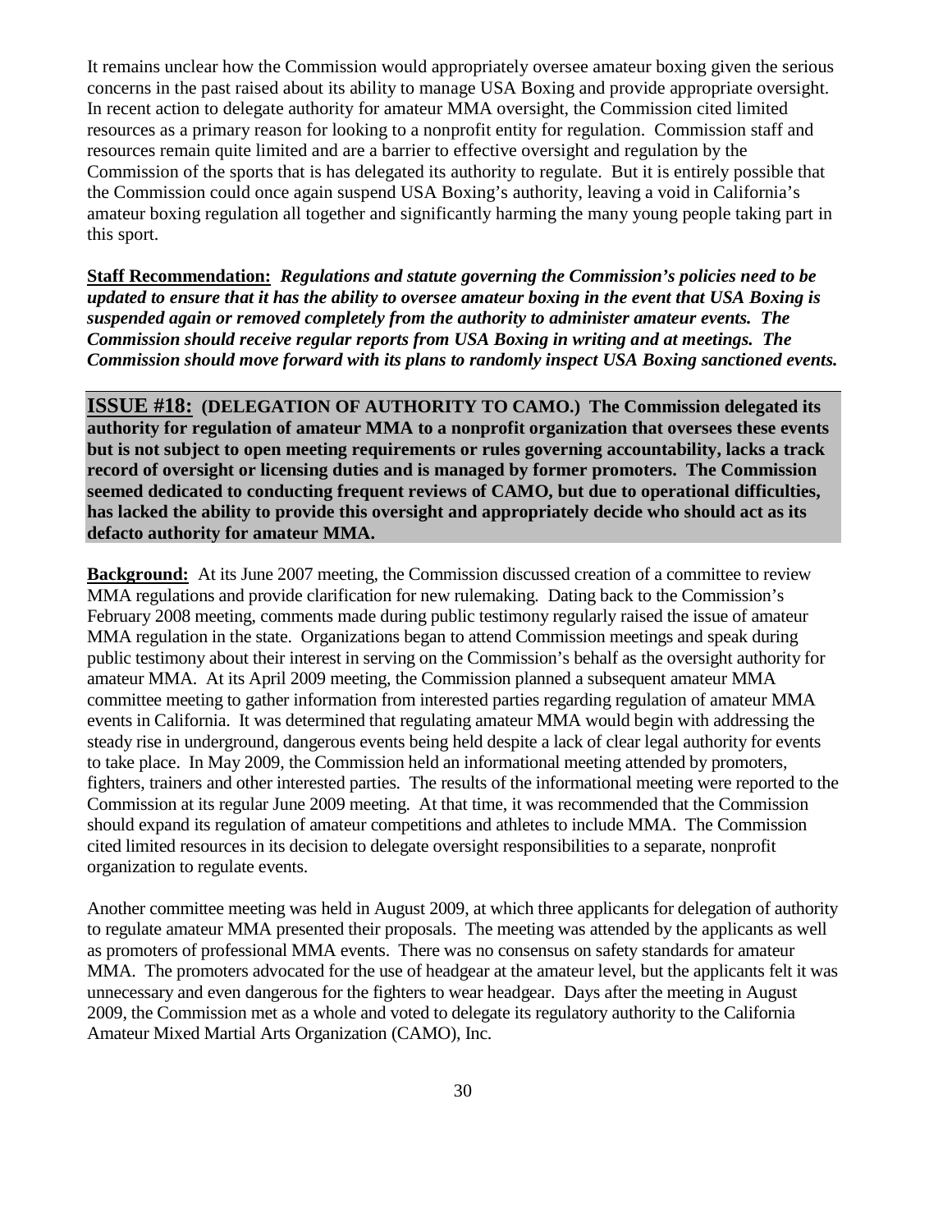It remains unclear how the Commission would appropriately oversee amateur boxing given the serious concerns in the past raised about its ability to manage USA Boxing and provide appropriate oversight. In recent action to delegate authority for amateur MMA oversight, the Commission cited limited resources as a primary reason for looking to a nonprofit entity for regulation. Commission staff and resources remain quite limited and are a barrier to effective oversight and regulation by the Commission of the sports that is has delegated its authority to regulate. But it is entirely possible that the Commission could once again suspend USA Boxing's authority, leaving a void in California's amateur boxing regulation all together and significantly harming the many young people taking part in this sport.

**Staff Recommendation:** ***Regulations and statute governing the Commission's policies need to be updated to ensure that it has the ability to oversee amateur boxing in the event that USA Boxing is suspended again or removed completely from the authority to administer amateur events. The Commission should receive regular reports from USA Boxing in writing and at meetings. The Commission should move forward with its plans to randomly inspect USA Boxing sanctioned events.***

**ISSUE #18: (DELEGATION OF AUTHORITY TO CAMO.) The Commission delegated its authority for regulation of amateur MMA to a nonprofit organization that oversees these events but is not subject to open meeting requirements or rules governing accountability, lacks a track record of oversight or licensing duties and is managed by former promoters. The Commission seemed dedicated to conducting frequent reviews of CAMO, but due to operational difficulties, has lacked the ability to provide this oversight and appropriately decide who should act as its defacto authority for amateur MMA.**

**Background:** At its June 2007 meeting, the Commission discussed creation of a committee to review MMA regulations and provide clarification for new rulemaking. Dating back to the Commission's February 2008 meeting, comments made during public testimony regularly raised the issue of amateur MMA regulation in the state. Organizations began to attend Commission meetings and speak during public testimony about their interest in serving on the Commission's behalf as the oversight authority for amateur MMA. At its April 2009 meeting, the Commission planned a subsequent amateur MMA committee meeting to gather information from interested parties regarding regulation of amateur MMA events in California. It was determined that regulating amateur MMA would begin with addressing the steady rise in underground, dangerous events being held despite a lack of clear legal authority for events to take place. In May 2009, the Commission held an informational meeting attended by promoters, fighters, trainers and other interested parties. The results of the informational meeting were reported to the Commission at its regular June 2009 meeting. At that time, it was recommended that the Commission should expand its regulation of amateur competitions and athletes to include MMA. The Commission cited limited resources in its decision to delegate oversight responsibilities to a separate, nonprofit organization to regulate events.

Another committee meeting was held in August 2009, at which three applicants for delegation of authority to regulate amateur MMA presented their proposals. The meeting was attended by the applicants as well as promoters of professional MMA events. There was no consensus on safety standards for amateur MMA. The promoters advocated for the use of headgear at the amateur level, but the applicants felt it was unnecessary and even dangerous for the fighters to wear headgear. Days after the meeting in August 2009, the Commission met as a whole and voted to delegate its regulatory authority to the California Amateur Mixed Martial Arts Organization (CAMO), Inc.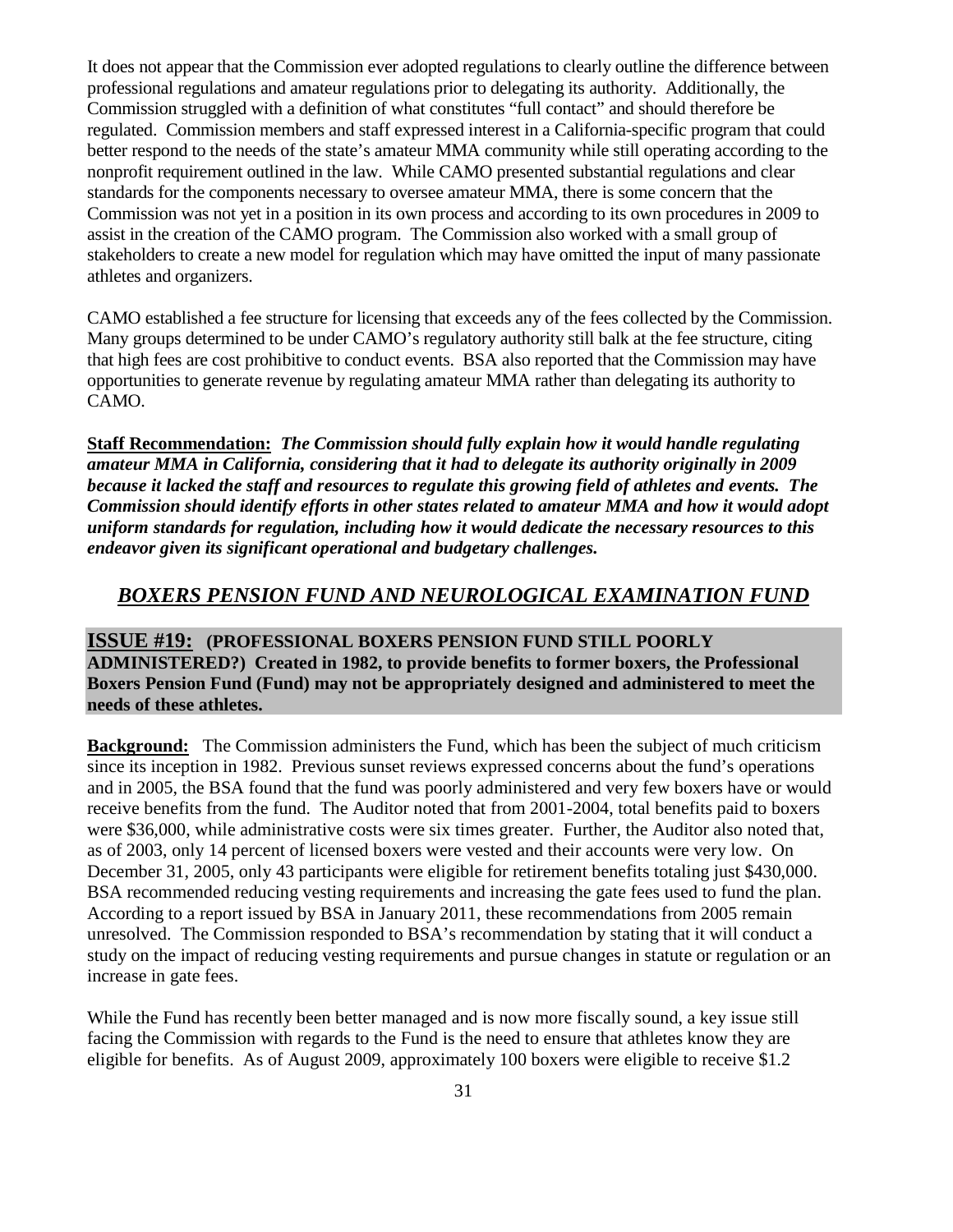It does not appear that the Commission ever adopted regulations to clearly outline the difference between professional regulations and amateur regulations prior to delegating its authority. Additionally, the Commission struggled with a definition of what constitutes "full contact" and should therefore be regulated. Commission members and staff expressed interest in a California-specific program that could better respond to the needs of the state's amateur MMA community while still operating according to the nonprofit requirement outlined in the law. While CAMO presented substantial regulations and clear standards for the components necessary to oversee amateur MMA, there is some concern that the Commission was not yet in a position in its own process and according to its own procedures in 2009 to assist in the creation of the CAMO program. The Commission also worked with a small group of stakeholders to create a new model for regulation which may have omitted the input of many passionate athletes and organizers.

CAMO established a fee structure for licensing that exceeds any of the fees collected by the Commission. Many groups determined to be under CAMO's regulatory authority still balk at the fee structure, citing that high fees are cost prohibitive to conduct events. BSA also reported that the Commission may have opportunities to generate revenue by regulating amateur MMA rather than delegating its authority to CAMO.

**Staff Recommendation:** ***The Commission should fully explain how it would handle regulating amateur MMA in California, considering that it had to delegate its authority originally in 2009 because it lacked the staff and resources to regulate this growing field of athletes and events. The Commission should identify efforts in other states related to amateur MMA and how it would adopt uniform standards for regulation, including how it would dedicate the necessary resources to this endeavor given its significant operational and budgetary challenges.***

## *BOXERS PENSION FUND AND NEUROLOGICAL EXAMINATION FUND*

**ISSUE #19: (PROFESSIONAL BOXERS PENSION FUND STILL POORLY ADMINISTERED?) Created in 1982, to provide benefits to former boxers, the Professional Boxers Pension Fund (Fund) may not be appropriately designed and administered to meet the needs of these athletes.**

**Background:** The Commission administers the Fund, which has been the subject of much criticism since its inception in 1982. Previous sunset reviews expressed concerns about the fund's operations and in 2005, the BSA found that the fund was poorly administered and very few boxers have or would receive benefits from the fund. The Auditor noted that from 2001-2004, total benefits paid to boxers were $36,000, while administrative costs were six times greater. Further, the Auditor also noted that, as of 2003, only 14 percent of licensed boxers were vested and their accounts were very low. On December 31, 2005, only 43 participants were eligible for retirement benefits totaling just $430,000. BSA recommended reducing vesting requirements and increasing the gate fees used to fund the plan. According to a report issued by BSA in January 2011, these recommendations from 2005 remain unresolved. The Commission responded to BSA's recommendation by stating that it will conduct a study on the impact of reducing vesting requirements and pursue changes in statute or regulation or an increase in gate fees.

While the Fund has recently been better managed and is now more fiscally sound, a key issue still facing the Commission with regards to the Fund is the need to ensure that athletes know they are eligible for benefits. As of August 2009, approximately 100 boxers were eligible to receive $1.2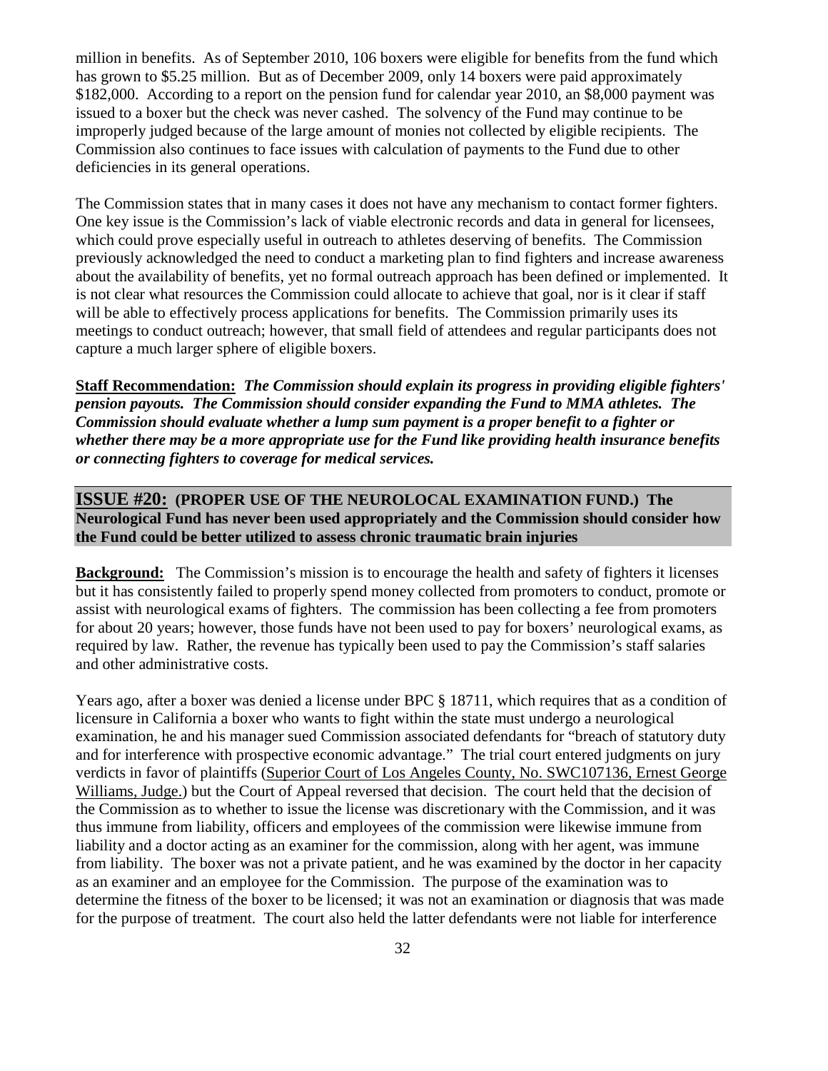million in benefits. As of September 2010, 106 boxers were eligible for benefits from the fund which has grown to $5.25 million. But as of December 2009, only 14 boxers were paid approximately $182,000. According to a report on the pension fund for calendar year 2010, an $8,000 payment was issued to a boxer but the check was never cashed. The solvency of the Fund may continue to be improperly judged because of the large amount of monies not collected by eligible recipients. The Commission also continues to face issues with calculation of payments to the Fund due to other deficiencies in its general operations.

The Commission states that in many cases it does not have any mechanism to contact former fighters. One key issue is the Commission's lack of viable electronic records and data in general for licensees, which could prove especially useful in outreach to athletes deserving of benefits. The Commission previously acknowledged the need to conduct a marketing plan to find fighters and increase awareness about the availability of benefits, yet no formal outreach approach has been defined or implemented. It is not clear what resources the Commission could allocate to achieve that goal, nor is it clear if staff will be able to effectively process applications for benefits. The Commission primarily uses its meetings to conduct outreach; however, that small field of attendees and regular participants does not capture a much larger sphere of eligible boxers.

**Staff Recommendation:** ***The Commission should explain its progress in providing eligible fighters' pension payouts. The Commission should consider expanding the Fund to MMA athletes. The Commission should evaluate whether a lump sum payment is a proper benefit to a fighter or whether there may be a more appropriate use for the Fund like providing health insurance benefits or connecting fighters to coverage for medical services.***

## ISSUE #20: (PROPER USE OF THE NEUROLOCAL EXAMINATION FUND.) The Neurological Fund has never been used appropriately and the Commission should consider how the Fund could be better utilized to assess chronic traumatic brain injuries

**Background:** The Commission's mission is to encourage the health and safety of fighters it licenses but it has consistently failed to properly spend money collected from promoters to conduct, promote or assist with neurological exams of fighters. The commission has been collecting a fee from promoters for about 20 years; however, those funds have not been used to pay for boxers' neurological exams, as required by law. Rather, the revenue has typically been used to pay the Commission's staff salaries and other administrative costs.

Years ago, after a boxer was denied a license under BPC § 18711, which requires that as a condition of licensure in California a boxer who wants to fight within the state must undergo a neurological examination, he and his manager sued Commission associated defendants for "breach of statutory duty and for interference with prospective economic advantage." The trial court entered judgments on jury verdicts in favor of plaintiffs (Superior Court of Los Angeles County, No. SWC107136, Ernest George Williams, Judge.) but the Court of Appeal reversed that decision. The court held that the decision of the Commission as to whether to issue the license was discretionary with the Commission, and it was thus immune from liability, officers and employees of the commission were likewise immune from liability and a doctor acting as an examiner for the commission, along with her agent, was immune from liability. The boxer was not a private patient, and he was examined by the doctor in her capacity as an examiner and an employee for the Commission. The purpose of the examination was to determine the fitness of the boxer to be licensed; it was not an examination or diagnosis that was made for the purpose of treatment. The court also held the latter defendants were not liable for interference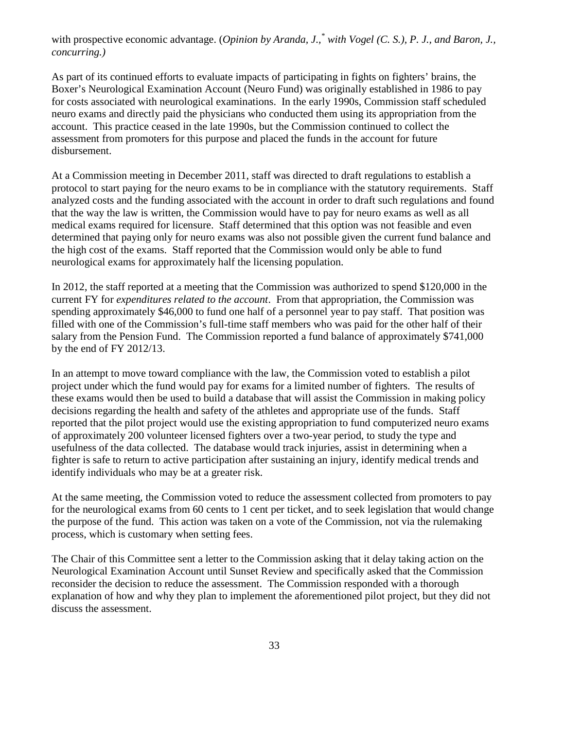with prospective economic advantage. (*Opinion by Aranda, J.,[*] with Vogel (C. S.), P. J., and Baron, J., concurring.)*

As part of its continued efforts to evaluate impacts of participating in fights on fighters' brains, the Boxer's Neurological Examination Account (Neuro Fund) was originally established in 1986 to pay for costs associated with neurological examinations. In the early 1990s, Commission staff scheduled neuro exams and directly paid the physicians who conducted them using its appropriation from the account. This practice ceased in the late 1990s, but the Commission continued to collect the assessment from promoters for this purpose and placed the funds in the account for future disbursement.

At a Commission meeting in December 2011, staff was directed to draft regulations to establish a protocol to start paying for the neuro exams to be in compliance with the statutory requirements. Staff analyzed costs and the funding associated with the account in order to draft such regulations and found that the way the law is written, the Commission would have to pay for neuro exams as well as all medical exams required for licensure. Staff determined that this option was not feasible and even determined that paying only for neuro exams was also not possible given the current fund balance and the high cost of the exams. Staff reported that the Commission would only be able to fund neurological exams for approximately half the licensing population.

In 2012, the staff reported at a meeting that the Commission was authorized to spend $120,000 in the current FY for *expenditures related to the account*. From that appropriation, the Commission was spending approximately $46,000 to fund one half of a personnel year to pay staff. That position was filled with one of the Commission's full-time staff members who was paid for the other half of their salary from the Pension Fund. The Commission reported a fund balance of approximately $741,000 by the end of FY 2012/13.

In an attempt to move toward compliance with the law, the Commission voted to establish a pilot project under which the fund would pay for exams for a limited number of fighters. The results of these exams would then be used to build a database that will assist the Commission in making policy decisions regarding the health and safety of the athletes and appropriate use of the funds. Staff reported that the pilot project would use the existing appropriation to fund computerized neuro exams of approximately 200 volunteer licensed fighters over a two-year period, to study the type and usefulness of the data collected. The database would track injuries, assist in determining when a fighter is safe to return to active participation after sustaining an injury, identify medical trends and identify individuals who may be at a greater risk.

At the same meeting, the Commission voted to reduce the assessment collected from promoters to pay for the neurological exams from 60 cents to 1 cent per ticket, and to seek legislation that would change the purpose of the fund. This action was taken on a vote of the Commission, not via the rulemaking process, which is customary when setting fees.

The Chair of this Committee sent a letter to the Commission asking that it delay taking action on the Neurological Examination Account until Sunset Review and specifically asked that the Commission reconsider the decision to reduce the assessment. The Commission responded with a thorough explanation of how and why they plan to implement the aforementioned pilot project, but they did not discuss the assessment.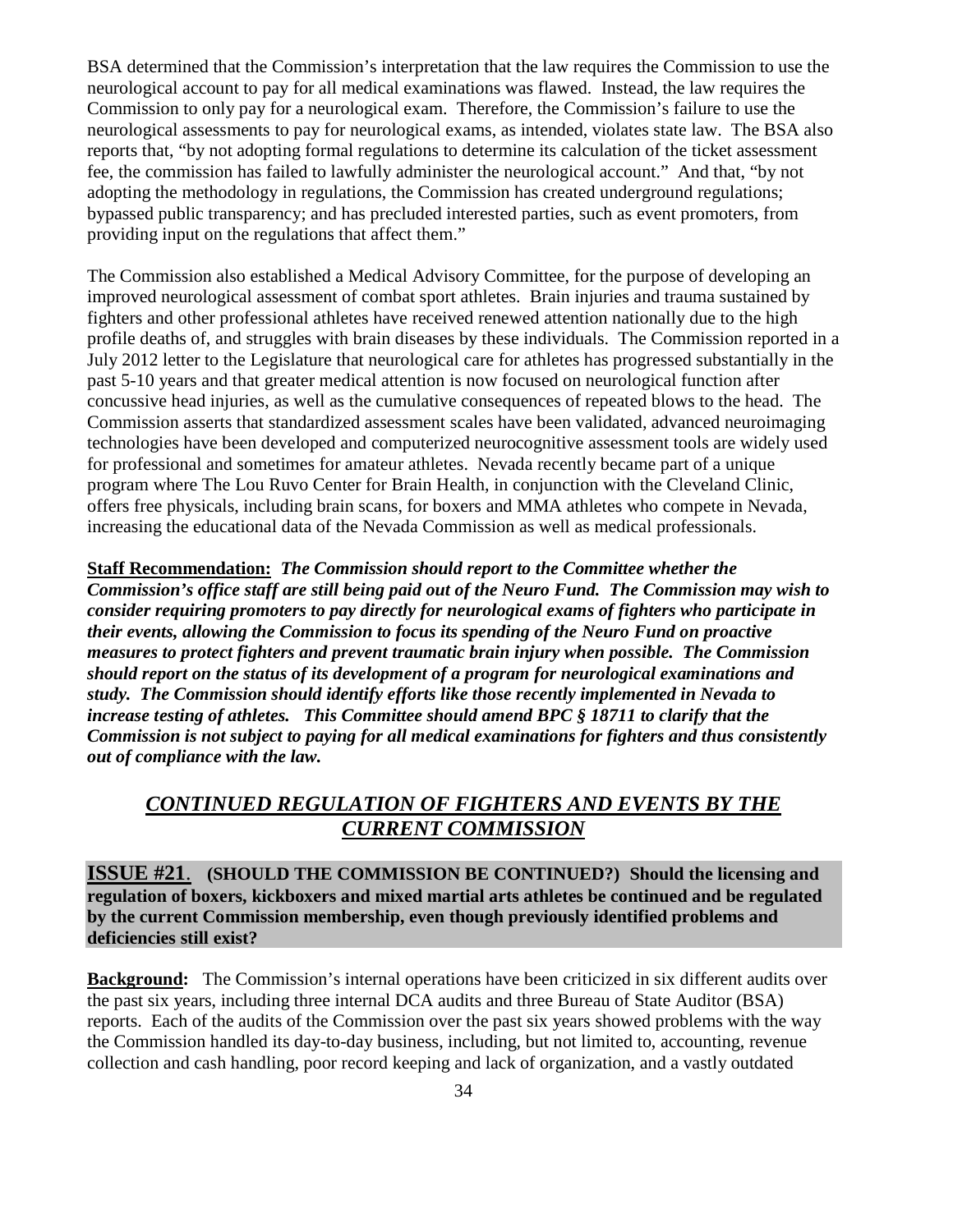BSA determined that the Commission's interpretation that the law requires the Commission to use the neurological account to pay for all medical examinations was flawed. Instead, the law requires the Commission to only pay for a neurological exam. Therefore, the Commission's failure to use the neurological assessments to pay for neurological exams, as intended, violates state law. The BSA also reports that, "by not adopting formal regulations to determine its calculation of the ticket assessment fee, the commission has failed to lawfully administer the neurological account." And that, "by not adopting the methodology in regulations, the Commission has created underground regulations; bypassed public transparency; and has precluded interested parties, such as event promoters, from providing input on the regulations that affect them."

The Commission also established a Medical Advisory Committee, for the purpose of developing an improved neurological assessment of combat sport athletes. Brain injuries and trauma sustained by fighters and other professional athletes have received renewed attention nationally due to the high profile deaths of, and struggles with brain diseases by these individuals. The Commission reported in a July 2012 letter to the Legislature that neurological care for athletes has progressed substantially in the past 5-10 years and that greater medical attention is now focused on neurological function after concussive head injuries, as well as the cumulative consequences of repeated blows to the head. The Commission asserts that standardized assessment scales have been validated, advanced neuroimaging technologies have been developed and computerized neurocognitive assessment tools are widely used for professional and sometimes for amateur athletes. Nevada recently became part of a unique program where The Lou Ruvo Center for Brain Health, in conjunction with the Cleveland Clinic, offers free physicals, including brain scans, for boxers and MMA athletes who compete in Nevada, increasing the educational data of the Nevada Commission as well as medical professionals.

**Staff Recommendation:** ***The Commission should report to the Committee whether the Commission's office staff are still being paid out of the Neuro Fund. The Commission may wish to consider requiring promoters to pay directly for neurological exams of fighters who participate in their events, allowing the Commission to focus its spending of the Neuro Fund on proactive measures to protect fighters and prevent traumatic brain injury when possible. The Commission should report on the status of its development of a program for neurological examinations and study. The Commission should identify efforts like those recently implemented in Nevada to increase testing of athletes. This Committee should amend BPC § 18711 to clarify that the Commission is not subject to paying for all medical examinations for fighters and thus consistently out of compliance with the law.***

## *CONTINUED REGULATION OF FIGHTERS AND EVENTS BY THE CURRENT COMMISSION*

**ISSUE #21. (SHOULD THE COMMISSION BE CONTINUED?) Should the licensing and regulation of boxers, kickboxers and mixed martial arts athletes be continued and be regulated by the current Commission membership, even though previously identified problems and deficiencies still exist?**

**Background:** The Commission's internal operations have been criticized in six different audits over the past six years, including three internal DCA audits and three Bureau of State Auditor (BSA) reports. Each of the audits of the Commission over the past six years showed problems with the way the Commission handled its day-to-day business, including, but not limited to, accounting, revenue collection and cash handling, poor record keeping and lack of organization, and a vastly outdated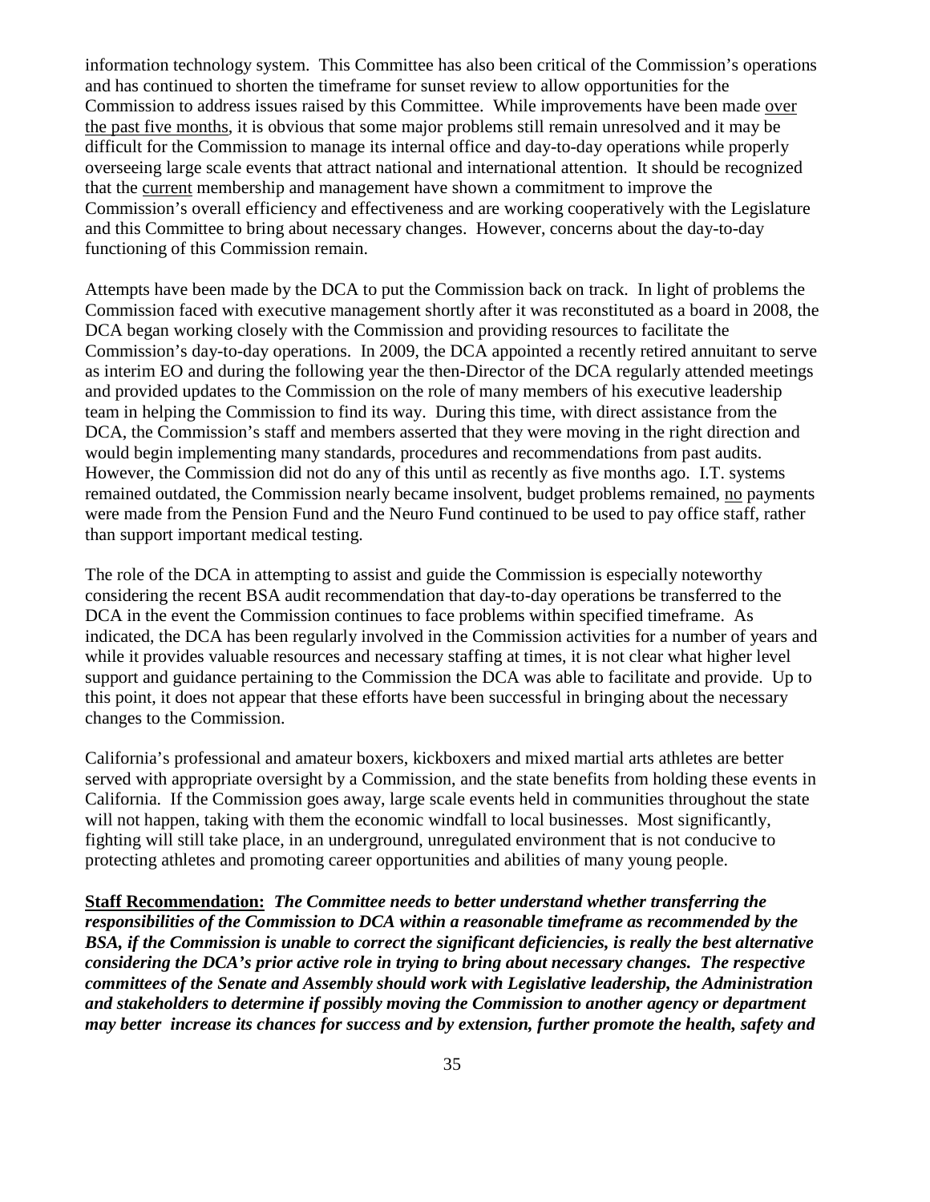information technology system. This Committee has also been critical of the Commission's operations and has continued to shorten the timeframe for sunset review to allow opportunities for the Commission to address issues raised by this Committee. While improvements have been made over the past five months, it is obvious that some major problems still remain unresolved and it may be difficult for the Commission to manage its internal office and day-to-day operations while properly overseeing large scale events that attract national and international attention. It should be recognized that the current membership and management have shown a commitment to improve the Commission's overall efficiency and effectiveness and are working cooperatively with the Legislature and this Committee to bring about necessary changes. However, concerns about the day-to-day functioning of this Commission remain.

Attempts have been made by the DCA to put the Commission back on track. In light of problems the Commission faced with executive management shortly after it was reconstituted as a board in 2008, the DCA began working closely with the Commission and providing resources to facilitate the Commission's day-to-day operations. In 2009, the DCA appointed a recently retired annuitant to serve as interim EO and during the following year the then-Director of the DCA regularly attended meetings and provided updates to the Commission on the role of many members of his executive leadership team in helping the Commission to find its way. During this time, with direct assistance from the DCA, the Commission's staff and members asserted that they were moving in the right direction and would begin implementing many standards, procedures and recommendations from past audits. However, the Commission did not do any of this until as recently as five months ago. I.T. systems remained outdated, the Commission nearly became insolvent, budget problems remained, no payments were made from the Pension Fund and the Neuro Fund continued to be used to pay office staff, rather than support important medical testing.

The role of the DCA in attempting to assist and guide the Commission is especially noteworthy considering the recent BSA audit recommendation that day-to-day operations be transferred to the DCA in the event the Commission continues to face problems within specified timeframe. As indicated, the DCA has been regularly involved in the Commission activities for a number of years and while it provides valuable resources and necessary staffing at times, it is not clear what higher level support and guidance pertaining to the Commission the DCA was able to facilitate and provide. Up to this point, it does not appear that these efforts have been successful in bringing about the necessary changes to the Commission.

California's professional and amateur boxers, kickboxers and mixed martial arts athletes are better served with appropriate oversight by a Commission, and the state benefits from holding these events in California. If the Commission goes away, large scale events held in communities throughout the state will not happen, taking with them the economic windfall to local businesses. Most significantly, fighting will still take place, in an underground, unregulated environment that is not conducive to protecting athletes and promoting career opportunities and abilities of many young people.

**Staff Recommendation:** ***The Committee needs to better understand whether transferring the responsibilities of the Commission to DCA within a reasonable timeframe as recommended by the BSA, if the Commission is unable to correct the significant deficiencies, is really the best alternative considering the DCA's prior active role in trying to bring about necessary changes. The respective committees of the Senate and Assembly should work with Legislative leadership, the Administration and stakeholders to determine if possibly moving the Commission to another agency or department may better increase its chances for success and by extension, further promote the health, safety and***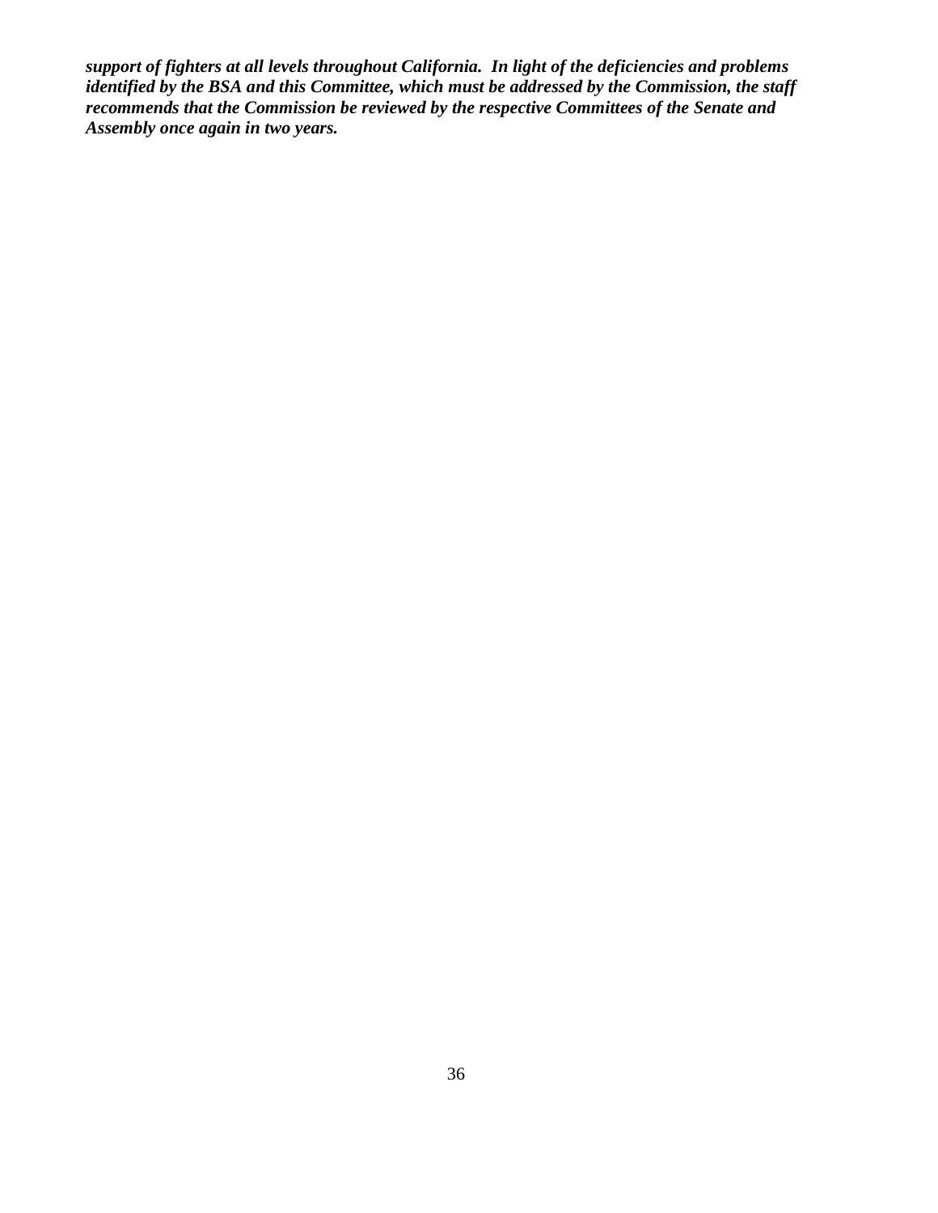***support of fighters at all levels throughout California. In light of the deficiencies and problems identified by the BSA and this Committee, which must be addressed by the Commission, the staff recommends that the Commission be reviewed by the respective Committees of the Senate and Assembly once again in two years.***